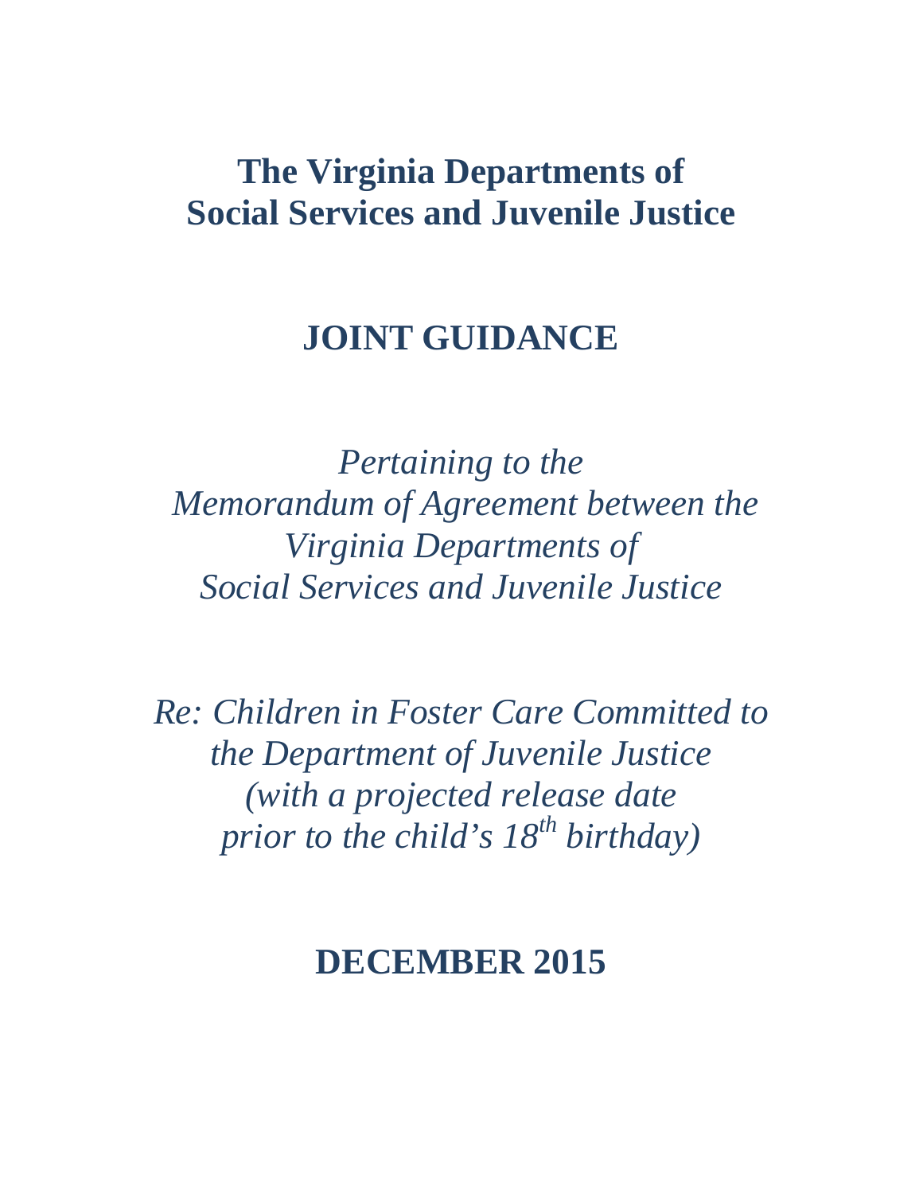# The Virginia Departments of Social Services and Juvenile Justice

## JOINT GUIDANCE

*Pertaining to the*
*Memorandum of Agreement between the*
*Virginia Departments of*
*Social Services and Juvenile Justice*

*Re: Children in Foster Care Committed to*
*the Department of Juvenile Justice*
*(with a projected release date*
*prior to the child's 18th birthday)*

## DECEMBER 2015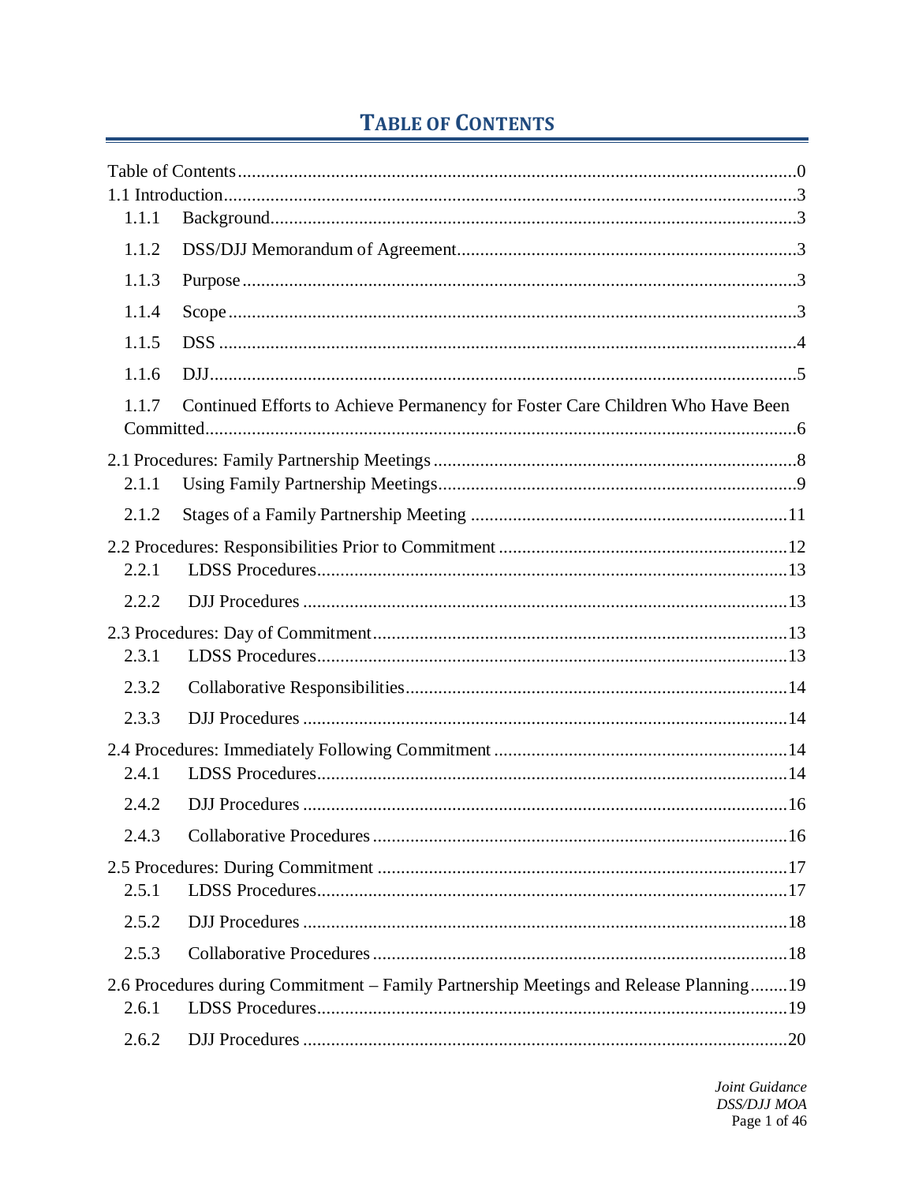# TABLE OF CONTENTS

Table of Contents ........................................................................................................................ 0

1.1 Introduction ............................................................................................................................ 3

- 1.1.1 Background ..................................................................................................................... 3
- 1.1.2 DSS/DJJ Memorandum of Agreement ........................................................................... 3
- 1.1.3 Purpose ........................................................................................................................... 3
- 1.1.4 Scope .............................................................................................................................. 3
- 1.1.5 DSS ................................................................................................................................. 4
- 1.1.6 DJJ .................................................................................................................................. 5
- 1.1.7 Continued Efforts to Achieve Permanency for Foster Care Children Who Have Been Committed ............................................................................................................................... 6

2.1 Procedures: Family Partnership Meetings .............................................................................. 8

- 2.1.1 Using Family Partnership Meetings ................................................................................ 9
- 2.1.2 Stages of a Family Partnership Meeting ....................................................................... 11

2.2 Procedures: Responsibilities Prior to Commitment ............................................................... 12

- 2.2.1 LDSS Procedures .......................................................................................................... 13
- 2.2.2 DJJ Procedures ............................................................................................................. 13

2.3 Procedures: Day of Commitment .......................................................................................... 13

- 2.3.1 LDSS Procedures .......................................................................................................... 13
- 2.3.2 Collaborative Responsibilities ....................................................................................... 14
- 2.3.3 DJJ Procedures ............................................................................................................. 14

2.4 Procedures: Immediately Following Commitment ................................................................ 14

- 2.4.1 LDSS Procedures .......................................................................................................... 14
- 2.4.2 DJJ Procedures ............................................................................................................. 16
- 2.4.3 Collaborative Procedures ............................................................................................... 16

2.5 Procedures: During Commitment .......................................................................................... 17

- 2.5.1 LDSS Procedures .......................................................................................................... 17
- 2.5.2 DJJ Procedures ............................................................................................................. 18
- 2.5.3 Collaborative Procedures ............................................................................................... 18

2.6 Procedures during Commitment – Family Partnership Meetings and Release Planning ........ 19

- 2.6.1 LDSS Procedures .......................................................................................................... 19
- 2.6.2 DJJ Procedures ............................................................................................................. 20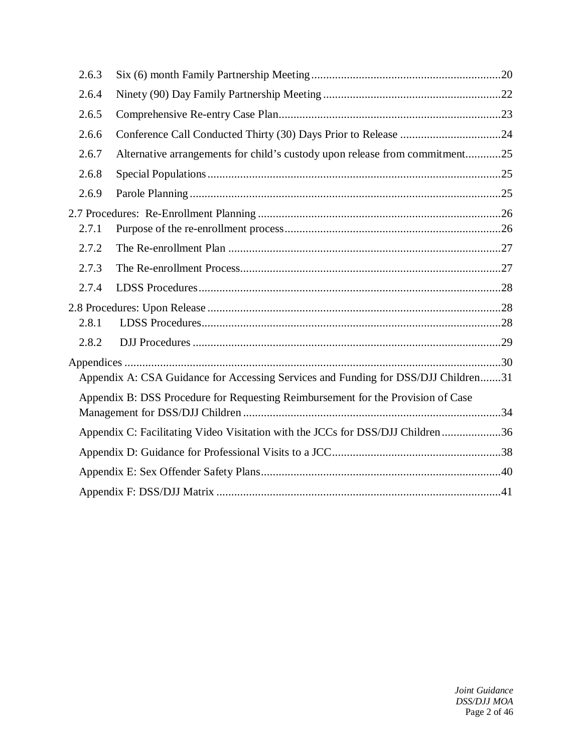2.6.3 Six (6) month Family Partnership Meeting ........................................................... 20

2.6.4 Ninety (90) Day Family Partnership Meeting ........................................................ 22

2.6.5 Comprehensive Re-entry Case Plan ......................................................................... 23

2.6.6 Conference Call Conducted Thirty (30) Days Prior to Release ................................ 24

2.6.7 Alternative arrangements for child's custody upon release from commitment ........... 25

2.6.8 Special Populations ..................................................................................................... 25

2.6.9 Parole Planning ............................................................................................................ 25

2.7 Procedures: Re-Enrollment Planning ............................................................................. 26

2.7.1 Purpose of the re-enrollment process ......................................................................... 26

2.7.2 The Re-enrollment Plan ............................................................................................... 27

2.7.3 The Re-enrollment Process .......................................................................................... 27

2.7.4 LDSS Procedures ......................................................................................................... 28

2.8 Procedures: Upon Release ................................................................................................ 28

2.8.1 LDSS Procedures ......................................................................................................... 28

2.8.2 DJJ Procedures ............................................................................................................ 29

Appendices ............................................................................................................................ 30

Appendix A: CSA Guidance for Accessing Services and Funding for DSS/DJJ Children ....... 31

Appendix B: DSS Procedure for Requesting Reimbursement for the Provision of Case Management for DSS/DJJ Children ......................................................................................... 34

Appendix C: Facilitating Video Visitation with the JCCs for DSS/DJJ Children .................... 36

Appendix D: Guidance for Professional Visits to a JCC ......................................................... 38

Appendix E: Sex Offender Safety Plans ................................................................................. 40

Appendix F: DSS/DJJ Matrix ................................................................................................. 41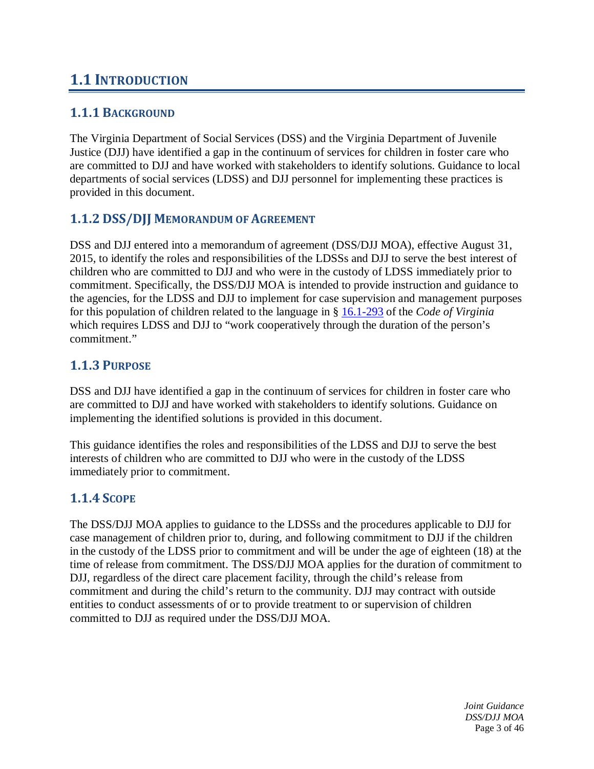# 1.1 Introduction

## 1.1.1 Background

The Virginia Department of Social Services (DSS) and the Virginia Department of Juvenile Justice (DJJ) have identified a gap in the continuum of services for children in foster care who are committed to DJJ and have worked with stakeholders to identify solutions. Guidance to local departments of social services (LDSS) and DJJ personnel for implementing these practices is provided in this document.

## 1.1.2 DSS/DJJ Memorandum of Agreement

DSS and DJJ entered into a memorandum of agreement (DSS/DJJ MOA), effective August 31, 2015, to identify the roles and responsibilities of the LDSSs and DJJ to serve the best interest of children who are committed to DJJ and who were in the custody of LDSS immediately prior to commitment. Specifically, the DSS/DJJ MOA is intended to provide instruction and guidance to the agencies, for the LDSS and DJJ to implement for case supervision and management purposes for this population of children related to the language in § 16.1-293 of the *Code of Virginia* which requires LDSS and DJJ to "work cooperatively through the duration of the person's commitment."

## 1.1.3 Purpose

DSS and DJJ have identified a gap in the continuum of services for children in foster care who are committed to DJJ and have worked with stakeholders to identify solutions. Guidance on implementing the identified solutions is provided in this document.

This guidance identifies the roles and responsibilities of the LDSS and DJJ to serve the best interests of children who are committed to DJJ who were in the custody of the LDSS immediately prior to commitment.

## 1.1.4 Scope

The DSS/DJJ MOA applies to guidance to the LDSSs and the procedures applicable to DJJ for case management of children prior to, during, and following commitment to DJJ if the children in the custody of the LDSS prior to commitment and will be under the age of eighteen (18) at the time of release from commitment. The DSS/DJJ MOA applies for the duration of commitment to DJJ, regardless of the direct care placement facility, through the child's release from commitment and during the child's return to the community. DJJ may contract with outside entities to conduct assessments of or to provide treatment to or supervision of children committed to DJJ as required under the DSS/DJJ MOA.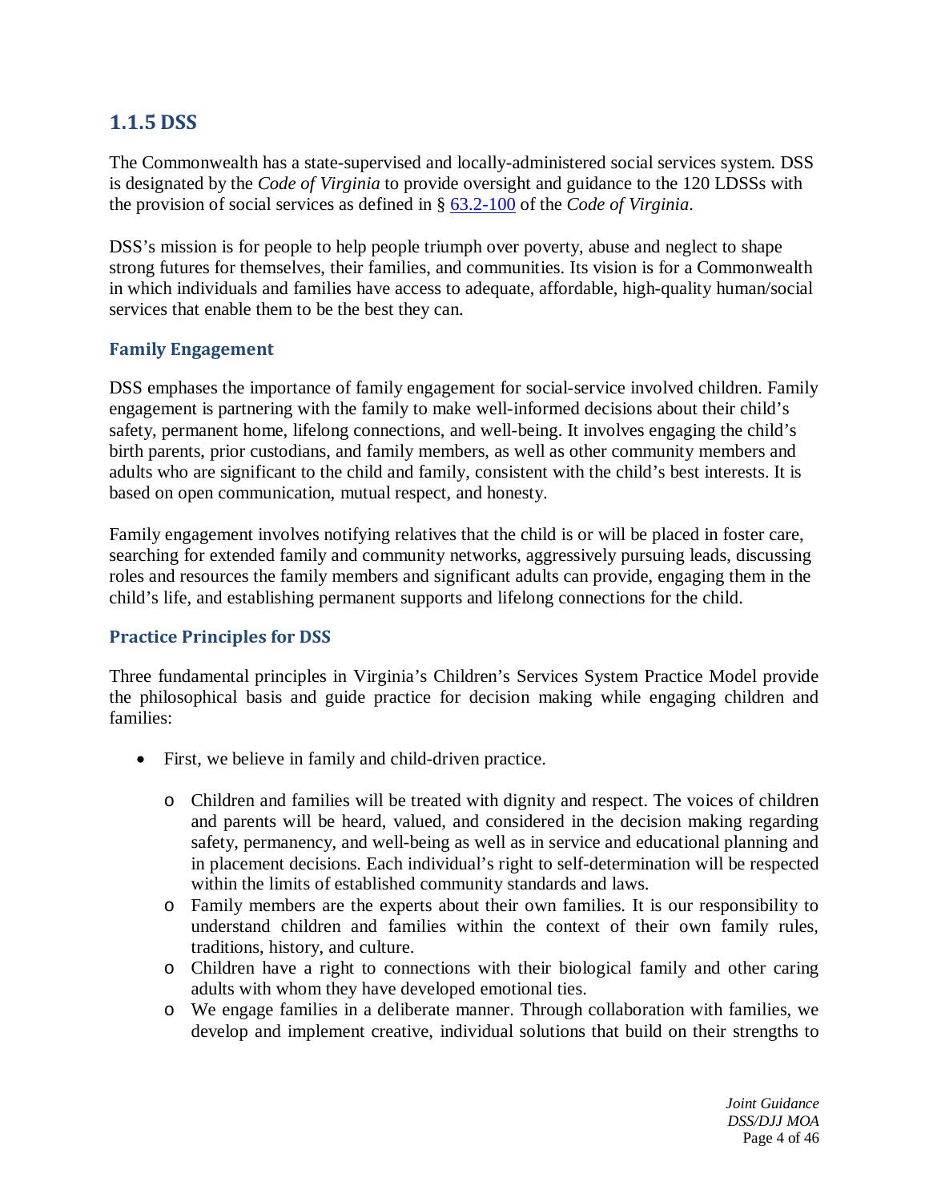## 1.1.5 DSS

The Commonwealth has a state-supervised and locally-administered social services system. DSS is designated by the *Code of Virginia* to provide oversight and guidance to the 120 LDSSs with the provision of social services as defined in § [63.2-100](#) of the *Code of Virginia*.

DSS's mission is for people to help people triumph over poverty, abuse and neglect to shape strong futures for themselves, their families, and communities. Its vision is for a Commonwealth in which individuals and families have access to adequate, affordable, high-quality human/social services that enable them to be the best they can.

### Family Engagement

DSS emphases the importance of family engagement for social-service involved children. Family engagement is partnering with the family to make well-informed decisions about their child's safety, permanent home, lifelong connections, and well-being. It involves engaging the child's birth parents, prior custodians, and family members, as well as other community members and adults who are significant to the child and family, consistent with the child's best interests. It is based on open communication, mutual respect, and honesty.

Family engagement involves notifying relatives that the child is or will be placed in foster care, searching for extended family and community networks, aggressively pursuing leads, discussing roles and resources the family members and significant adults can provide, engaging them in the child's life, and establishing permanent supports and lifelong connections for the child.

### Practice Principles for DSS

Three fundamental principles in Virginia's Children's Services System Practice Model provide the philosophical basis and guide practice for decision making while engaging children and families:

- First, we believe in family and child-driven practice.
  - Children and families will be treated with dignity and respect. The voices of children and parents will be heard, valued, and considered in the decision making regarding safety, permanency, and well-being as well as in service and educational planning and in placement decisions. Each individual's right to self-determination will be respected within the limits of established community standards and laws.
  - Family members are the experts about their own families. It is our responsibility to understand children and families within the context of their own family rules, traditions, history, and culture.
  - Children have a right to connections with their biological family and other caring adults with whom they have developed emotional ties.
  - We engage families in a deliberate manner. Through collaboration with families, we develop and implement creative, individual solutions that build on their strengths to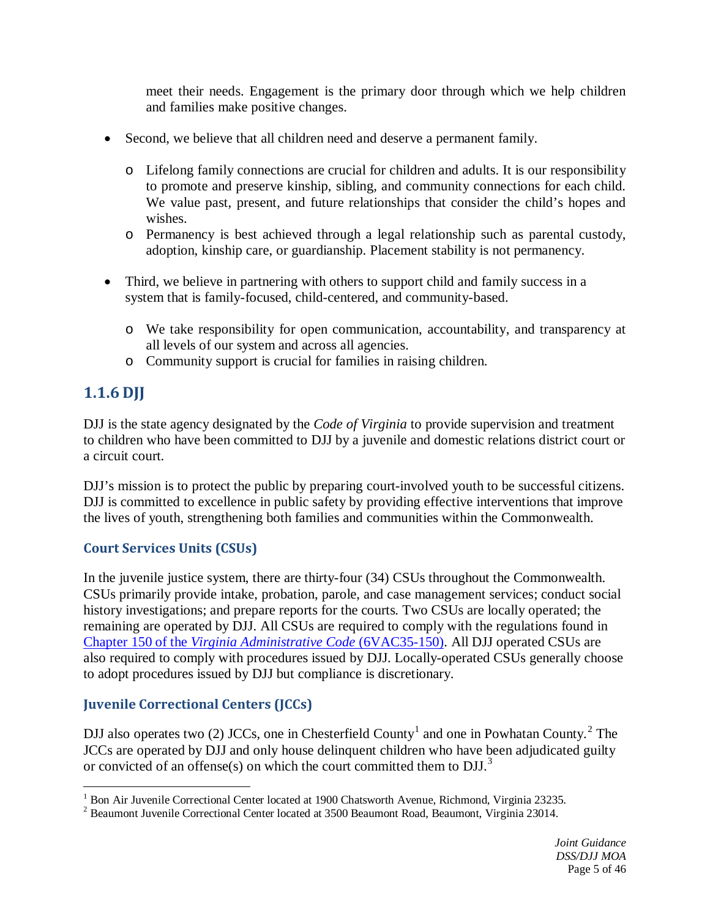meet their needs. Engagement is the primary door through which we help children and families make positive changes.

- Second, we believe that all children need and deserve a permanent family.
  - Lifelong family connections are crucial for children and adults. It is our responsibility to promote and preserve kinship, sibling, and community connections for each child. We value past, present, and future relationships that consider the child's hopes and wishes.
  - Permanency is best achieved through a legal relationship such as parental custody, adoption, kinship care, or guardianship. Placement stability is not permanency.

- Third, we believe in partnering with others to support child and family success in a system that is family-focused, child-centered, and community-based.
  - We take responsibility for open communication, accountability, and transparency at all levels of our system and across all agencies.
  - Community support is crucial for families in raising children.

## 1.1.6 DJJ

DJJ is the state agency designated by the *Code of Virginia* to provide supervision and treatment to children who have been committed to DJJ by a juvenile and domestic relations district court or a circuit court.

DJJ's mission is to protect the public by preparing court-involved youth to be successful citizens. DJJ is committed to excellence in public safety by providing effective interventions that improve the lives of youth, strengthening both families and communities within the Commonwealth.

### Court Services Units (CSUs)

In the juvenile justice system, there are thirty-four (34) CSUs throughout the Commonwealth. CSUs primarily provide intake, probation, parole, and case management services; conduct social history investigations; and prepare reports for the courts. Two CSUs are locally operated; the remaining are operated by DJJ. All CSUs are required to comply with the regulations found in Chapter 150 of the *Virginia Administrative Code* (6VAC35-150). All DJJ operated CSUs are also required to comply with procedures issued by DJJ. Locally-operated CSUs generally choose to adopt procedures issued by DJJ but compliance is discretionary.

### Juvenile Correctional Centers (JCCs)

DJJ also operates two (2) JCCs, one in Chesterfield County[1] and one in Powhatan County.[2] The JCCs are operated by DJJ and only house delinquent children who have been adjudicated guilty or convicted of an offense(s) on which the court committed them to DJJ.[3]

---

[1] Bon Air Juvenile Correctional Center located at 1900 Chatsworth Avenue, Richmond, Virginia 23235.

[2] Beaumont Juvenile Correctional Center located at 3500 Beaumont Road, Beaumont, Virginia 23014.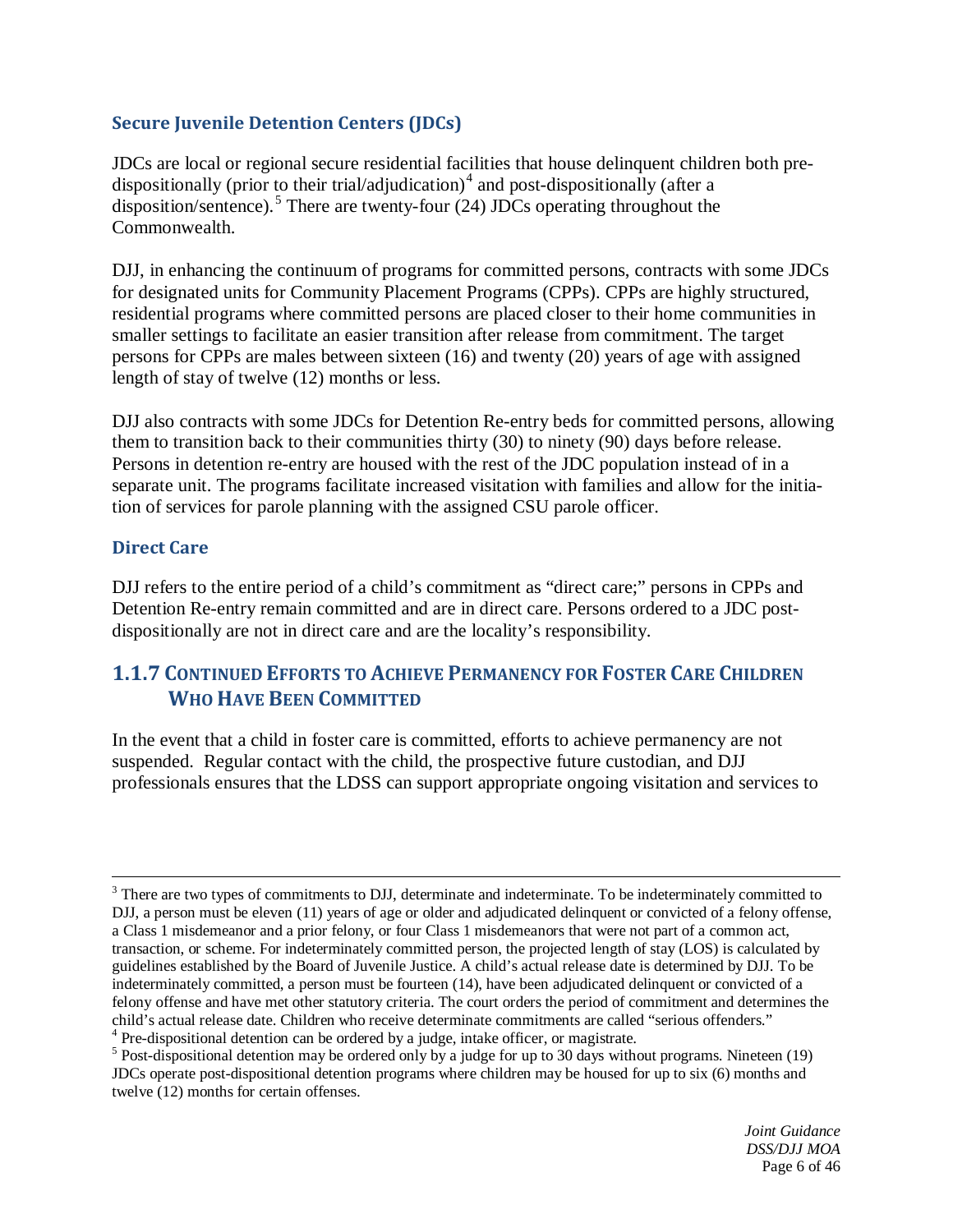### Secure Juvenile Detention Centers (JDCs)

JDCs are local or regional secure residential facilities that house delinquent children both pre-dispositionally (prior to their trial/adjudication)[4] and post-dispositionally (after a disposition/sentence).[5] There are twenty-four (24) JDCs operating throughout the Commonwealth.

DJJ, in enhancing the continuum of programs for committed persons, contracts with some JDCs for designated units for Community Placement Programs (CPPs). CPPs are highly structured, residential programs where committed persons are placed closer to their home communities in smaller settings to facilitate an easier transition after release from commitment. The target persons for CPPs are males between sixteen (16) and twenty (20) years of age with assigned length of stay of twelve (12) months or less.

DJJ also contracts with some JDCs for Detention Re-entry beds for committed persons, allowing them to transition back to their communities thirty (30) to ninety (90) days before release. Persons in detention re-entry are housed with the rest of the JDC population instead of in a separate unit. The programs facilitate increased visitation with families and allow for the initiation of services for parole planning with the assigned CSU parole officer.

### Direct Care

DJJ refers to the entire period of a child's commitment as "direct care;" persons in CPPs and Detention Re-entry remain committed and are in direct care. Persons ordered to a JDC post-dispositionally are not in direct care and are the locality's responsibility.

## 1.1.7 Continued Efforts to Achieve Permanency for Foster Care Children Who Have Been Committed

In the event that a child in foster care is committed, efforts to achieve permanency are not suspended. Regular contact with the child, the prospective future custodian, and DJJ professionals ensures that the LDSS can support appropriate ongoing visitation and services to

---

[3] There are two types of commitments to DJJ, determinate and indeterminate. To be indeterminately committed to DJJ, a person must be eleven (11) years of age or older and adjudicated delinquent or convicted of a felony offense, a Class 1 misdemeanor and a prior felony, or four Class 1 misdemeanors that were not part of a common act, transaction, or scheme. For indeterminately committed person, the projected length of stay (LOS) is calculated by guidelines established by the Board of Juvenile Justice. A child's actual release date is determined by DJJ. To be indeterminately committed, a person must be fourteen (14), have been adjudicated delinquent or convicted of a felony offense and have met other statutory criteria. The court orders the period of commitment and determines the child's actual release date. Children who receive determinate commitments are called "serious offenders."

[4] Pre-dispositional detention can be ordered by a judge, intake officer, or magistrate.

[5] Post-dispositional detention may be ordered only by a judge for up to 30 days without programs. Nineteen (19) JDCs operate post-dispositional detention programs where children may be housed for up to six (6) months and twelve (12) months for certain offenses.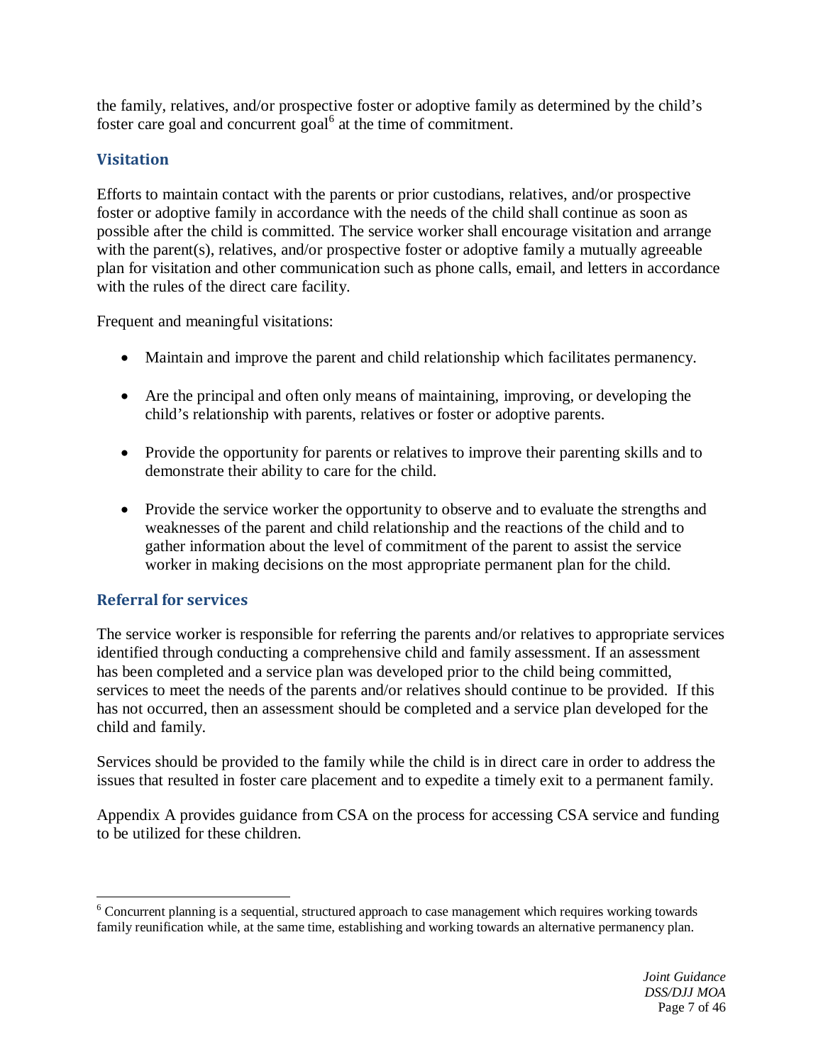the family, relatives, and/or prospective foster or adoptive family as determined by the child's foster care goal and concurrent goal[6] at the time of commitment.

## Visitation

Efforts to maintain contact with the parents or prior custodians, relatives, and/or prospective foster or adoptive family in accordance with the needs of the child shall continue as soon as possible after the child is committed. The service worker shall encourage visitation and arrange with the parent(s), relatives, and/or prospective foster or adoptive family a mutually agreeable plan for visitation and other communication such as phone calls, email, and letters in accordance with the rules of the direct care facility.

Frequent and meaningful visitations:

- Maintain and improve the parent and child relationship which facilitates permanency.
- Are the principal and often only means of maintaining, improving, or developing the child's relationship with parents, relatives or foster or adoptive parents.
- Provide the opportunity for parents or relatives to improve their parenting skills and to demonstrate their ability to care for the child.
- Provide the service worker the opportunity to observe and to evaluate the strengths and weaknesses of the parent and child relationship and the reactions of the child and to gather information about the level of commitment of the parent to assist the service worker in making decisions on the most appropriate permanent plan for the child.

## Referral for services

The service worker is responsible for referring the parents and/or relatives to appropriate services identified through conducting a comprehensive child and family assessment. If an assessment has been completed and a service plan was developed prior to the child being committed, services to meet the needs of the parents and/or relatives should continue to be provided. If this has not occurred, then an assessment should be completed and a service plan developed for the child and family.

Services should be provided to the family while the child is in direct care in order to address the issues that resulted in foster care placement and to expedite a timely exit to a permanent family.

Appendix A provides guidance from CSA on the process for accessing CSA service and funding to be utilized for these children.

[6] Concurrent planning is a sequential, structured approach to case management which requires working towards family reunification while, at the same time, establishing and working towards an alternative permanency plan.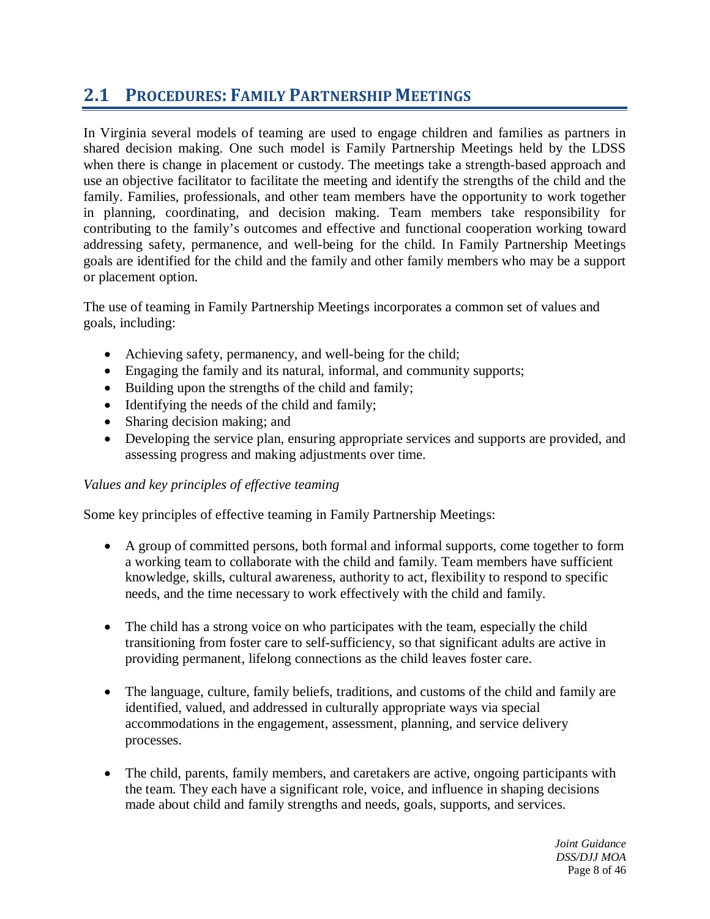## 2.1 PROCEDURES: FAMILY PARTNERSHIP MEETINGS

In Virginia several models of teaming are used to engage children and families as partners in shared decision making. One such model is Family Partnership Meetings held by the LDSS when there is change in placement or custody. The meetings take a strength-based approach and use an objective facilitator to facilitate the meeting and identify the strengths of the child and the family. Families, professionals, and other team members have the opportunity to work together in planning, coordinating, and decision making. Team members take responsibility for contributing to the family's outcomes and effective and functional cooperation working toward addressing safety, permanence, and well-being for the child. In Family Partnership Meetings goals are identified for the child and the family and other family members who may be a support or placement option.

The use of teaming in Family Partnership Meetings incorporates a common set of values and goals, including:

- Achieving safety, permanency, and well-being for the child;
- Engaging the family and its natural, informal, and community supports;
- Building upon the strengths of the child and family;
- Identifying the needs of the child and family;
- Sharing decision making; and
- Developing the service plan, ensuring appropriate services and supports are provided, and assessing progress and making adjustments over time.

*Values and key principles of effective teaming*

Some key principles of effective teaming in Family Partnership Meetings:

- A group of committed persons, both formal and informal supports, come together to form a working team to collaborate with the child and family. Team members have sufficient knowledge, skills, cultural awareness, authority to act, flexibility to respond to specific needs, and the time necessary to work effectively with the child and family.

- The child has a strong voice on who participates with the team, especially the child transitioning from foster care to self-sufficiency, so that significant adults are active in providing permanent, lifelong connections as the child leaves foster care.

- The language, culture, family beliefs, traditions, and customs of the child and family are identified, valued, and addressed in culturally appropriate ways via special accommodations in the engagement, assessment, planning, and service delivery processes.

- The child, parents, family members, and caretakers are active, ongoing participants with the team. They each have a significant role, voice, and influence in shaping decisions made about child and family strengths and needs, goals, supports, and services.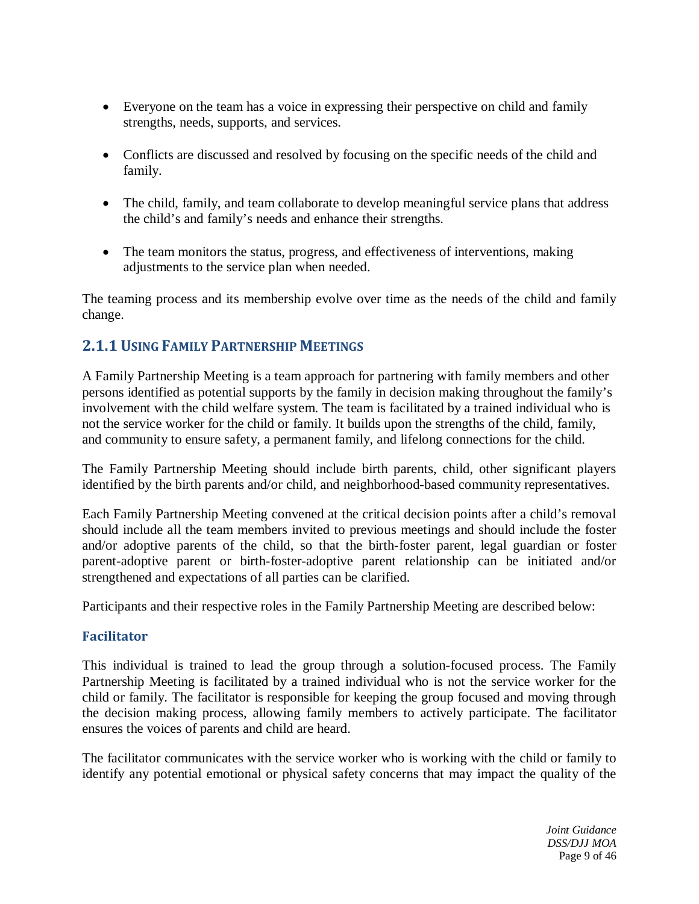- Everyone on the team has a voice in expressing their perspective on child and family strengths, needs, supports, and services.
- Conflicts are discussed and resolved by focusing on the specific needs of the child and family.
- The child, family, and team collaborate to develop meaningful service plans that address the child's and family's needs and enhance their strengths.
- The team monitors the status, progress, and effectiveness of interventions, making adjustments to the service plan when needed.

The teaming process and its membership evolve over time as the needs of the child and family change.

## 2.1.1 Using Family Partnership Meetings

A Family Partnership Meeting is a team approach for partnering with family members and other persons identified as potential supports by the family in decision making throughout the family's involvement with the child welfare system. The team is facilitated by a trained individual who is not the service worker for the child or family. It builds upon the strengths of the child, family, and community to ensure safety, a permanent family, and lifelong connections for the child.

The Family Partnership Meeting should include birth parents, child, other significant players identified by the birth parents and/or child, and neighborhood-based community representatives.

Each Family Partnership Meeting convened at the critical decision points after a child's removal should include all the team members invited to previous meetings and should include the foster and/or adoptive parents of the child, so that the birth-foster parent, legal guardian or foster parent-adoptive parent or birth-foster-adoptive parent relationship can be initiated and/or strengthened and expectations of all parties can be clarified.

Participants and their respective roles in the Family Partnership Meeting are described below:

### Facilitator

This individual is trained to lead the group through a solution-focused process. The Family Partnership Meeting is facilitated by a trained individual who is not the service worker for the child or family. The facilitator is responsible for keeping the group focused and moving through the decision making process, allowing family members to actively participate. The facilitator ensures the voices of parents and child are heard.

The facilitator communicates with the service worker who is working with the child or family to identify any potential emotional or physical safety concerns that may impact the quality of the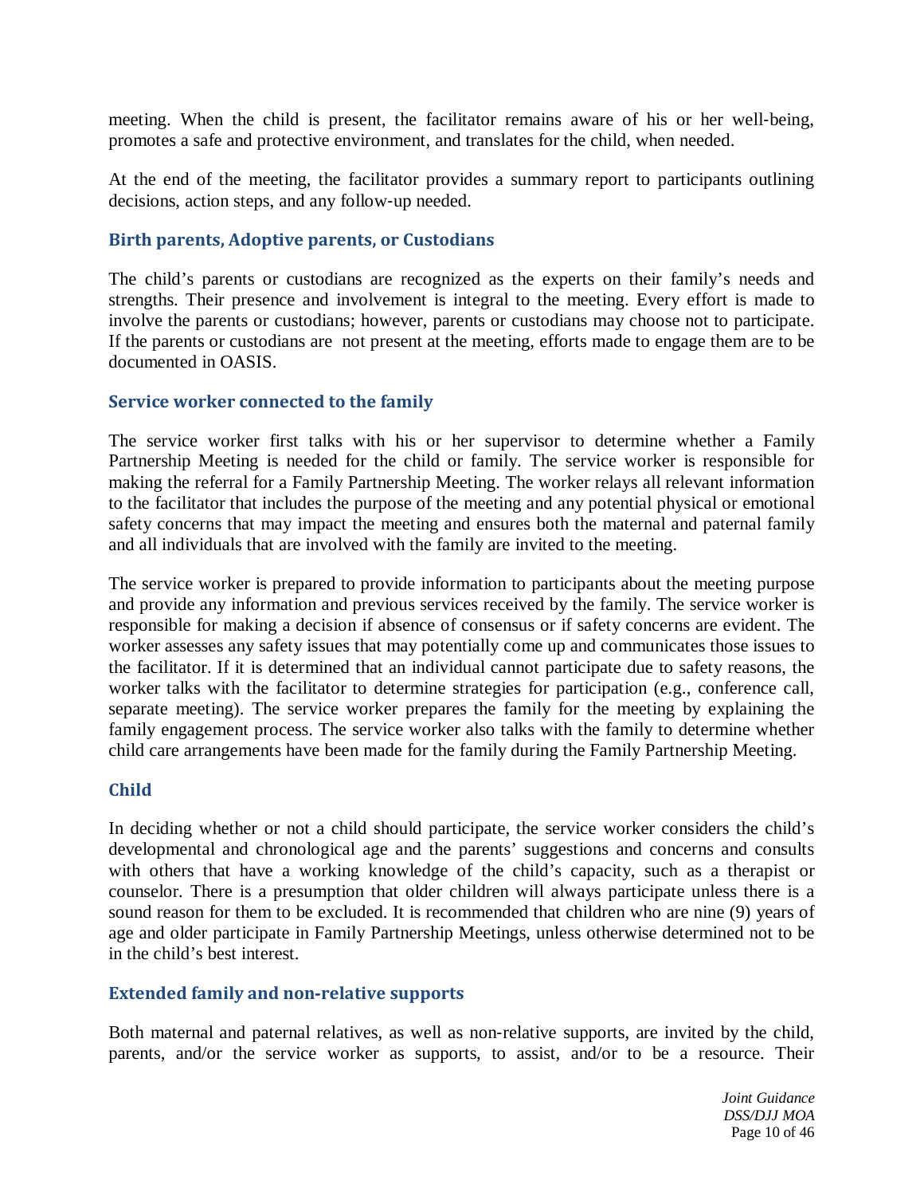meeting. When the child is present, the facilitator remains aware of his or her well-being, promotes a safe and protective environment, and translates for the child, when needed.

At the end of the meeting, the facilitator provides a summary report to participants outlining decisions, action steps, and any follow-up needed.

### Birth parents, Adoptive parents, or Custodians

The child's parents or custodians are recognized as the experts on their family's needs and strengths. Their presence and involvement is integral to the meeting. Every effort is made to involve the parents or custodians; however, parents or custodians may choose not to participate. If the parents or custodians are not present at the meeting, efforts made to engage them are to be documented in OASIS.

### Service worker connected to the family

The service worker first talks with his or her supervisor to determine whether a Family Partnership Meeting is needed for the child or family. The service worker is responsible for making the referral for a Family Partnership Meeting. The worker relays all relevant information to the facilitator that includes the purpose of the meeting and any potential physical or emotional safety concerns that may impact the meeting and ensures both the maternal and paternal family and all individuals that are involved with the family are invited to the meeting.

The service worker is prepared to provide information to participants about the meeting purpose and provide any information and previous services received by the family. The service worker is responsible for making a decision if absence of consensus or if safety concerns are evident. The worker assesses any safety issues that may potentially come up and communicates those issues to the facilitator. If it is determined that an individual cannot participate due to safety reasons, the worker talks with the facilitator to determine strategies for participation (e.g., conference call, separate meeting). The service worker prepares the family for the meeting by explaining the family engagement process. The service worker also talks with the family to determine whether child care arrangements have been made for the family during the Family Partnership Meeting.

### Child

In deciding whether or not a child should participate, the service worker considers the child's developmental and chronological age and the parents' suggestions and concerns and consults with others that have a working knowledge of the child's capacity, such as a therapist or counselor. There is a presumption that older children will always participate unless there is a sound reason for them to be excluded. It is recommended that children who are nine (9) years of age and older participate in Family Partnership Meetings, unless otherwise determined not to be in the child's best interest.

### Extended family and non-relative supports

Both maternal and paternal relatives, as well as non-relative supports, are invited by the child, parents, and/or the service worker as supports, to assist, and/or to be a resource. Their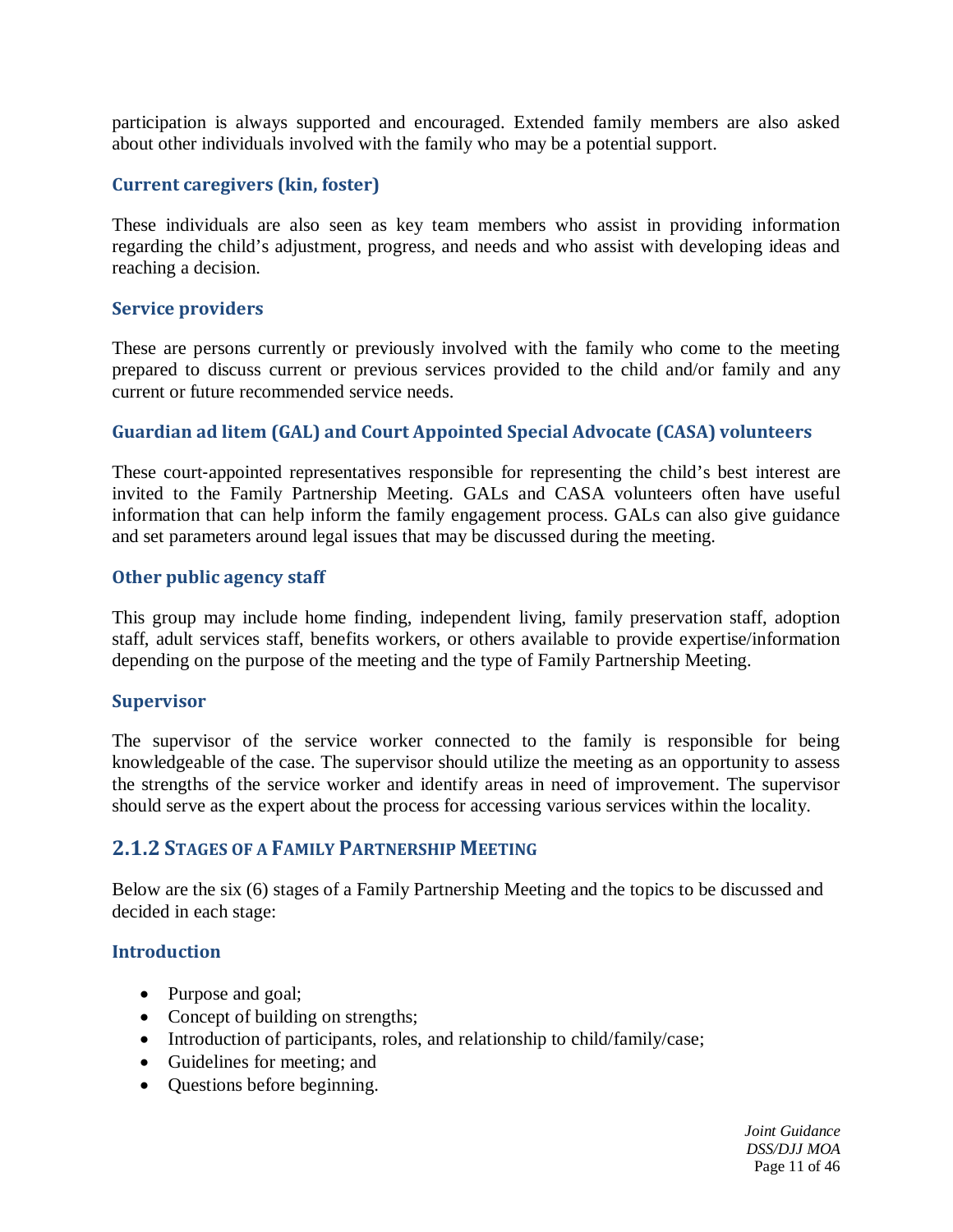participation is always supported and encouraged. Extended family members are also asked about other individuals involved with the family who may be a potential support.

### Current caregivers (kin, foster)

These individuals are also seen as key team members who assist in providing information regarding the child's adjustment, progress, and needs and who assist with developing ideas and reaching a decision.

### Service providers

These are persons currently or previously involved with the family who come to the meeting prepared to discuss current or previous services provided to the child and/or family and any current or future recommended service needs.

### Guardian ad litem (GAL) and Court Appointed Special Advocate (CASA) volunteers

These court-appointed representatives responsible for representing the child's best interest are invited to the Family Partnership Meeting. GALs and CASA volunteers often have useful information that can help inform the family engagement process. GALs can also give guidance and set parameters around legal issues that may be discussed during the meeting.

### Other public agency staff

This group may include home finding, independent living, family preservation staff, adoption staff, adult services staff, benefits workers, or others available to provide expertise/information depending on the purpose of the meeting and the type of Family Partnership Meeting.

### Supervisor

The supervisor of the service worker connected to the family is responsible for being knowledgeable of the case. The supervisor should utilize the meeting as an opportunity to assess the strengths of the service worker and identify areas in need of improvement. The supervisor should serve as the expert about the process for accessing various services within the locality.

## 2.1.2 Stages of a Family Partnership Meeting

Below are the six (6) stages of a Family Partnership Meeting and the topics to be discussed and decided in each stage:

### Introduction

- Purpose and goal;
- Concept of building on strengths;
- Introduction of participants, roles, and relationship to child/family/case;
- Guidelines for meeting; and
- Questions before beginning.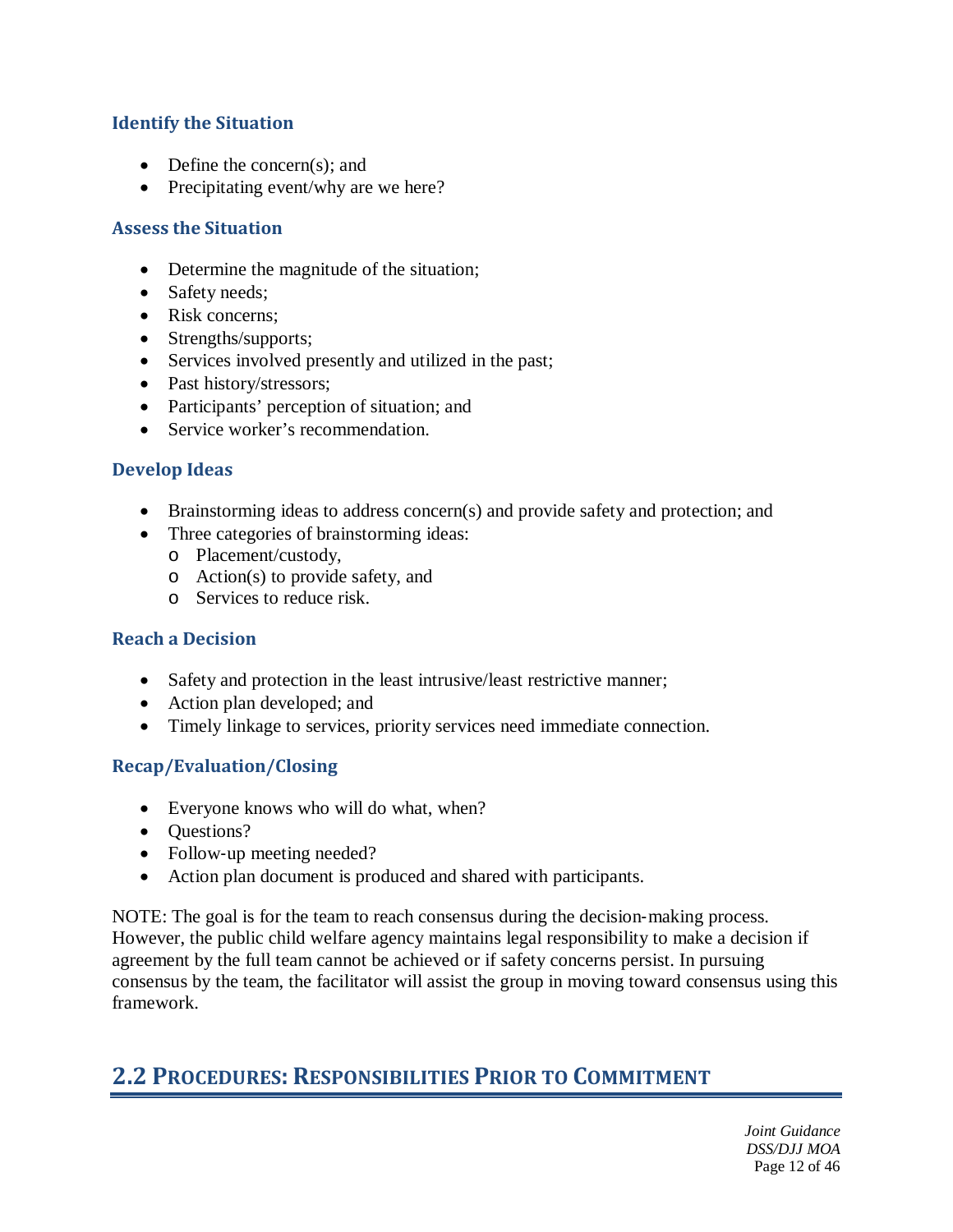### Identify the Situation

- Define the concern(s); and
- Precipitating event/why are we here?

### Assess the Situation

- Determine the magnitude of the situation;
- Safety needs;
- Risk concerns;
- Strengths/supports;
- Services involved presently and utilized in the past;
- Past history/stressors;
- Participants' perception of situation; and
- Service worker's recommendation.

### Develop Ideas

- Brainstorming ideas to address concern(s) and provide safety and protection; and
- Three categories of brainstorming ideas:
  - Placement/custody,
  - Action(s) to provide safety, and
  - Services to reduce risk.

### Reach a Decision

- Safety and protection in the least intrusive/least restrictive manner;
- Action plan developed; and
- Timely linkage to services, priority services need immediate connection.

### Recap/Evaluation/Closing

- Everyone knows who will do what, when?
- Questions?
- Follow-up meeting needed?
- Action plan document is produced and shared with participants.

NOTE: The goal is for the team to reach consensus during the decision-making process. However, the public child welfare agency maintains legal responsibility to make a decision if agreement by the full team cannot be achieved or if safety concerns persist. In pursuing consensus by the team, the facilitator will assist the group in moving toward consensus using this framework.

## 2.2 Procedures: Responsibilities Prior to Commitment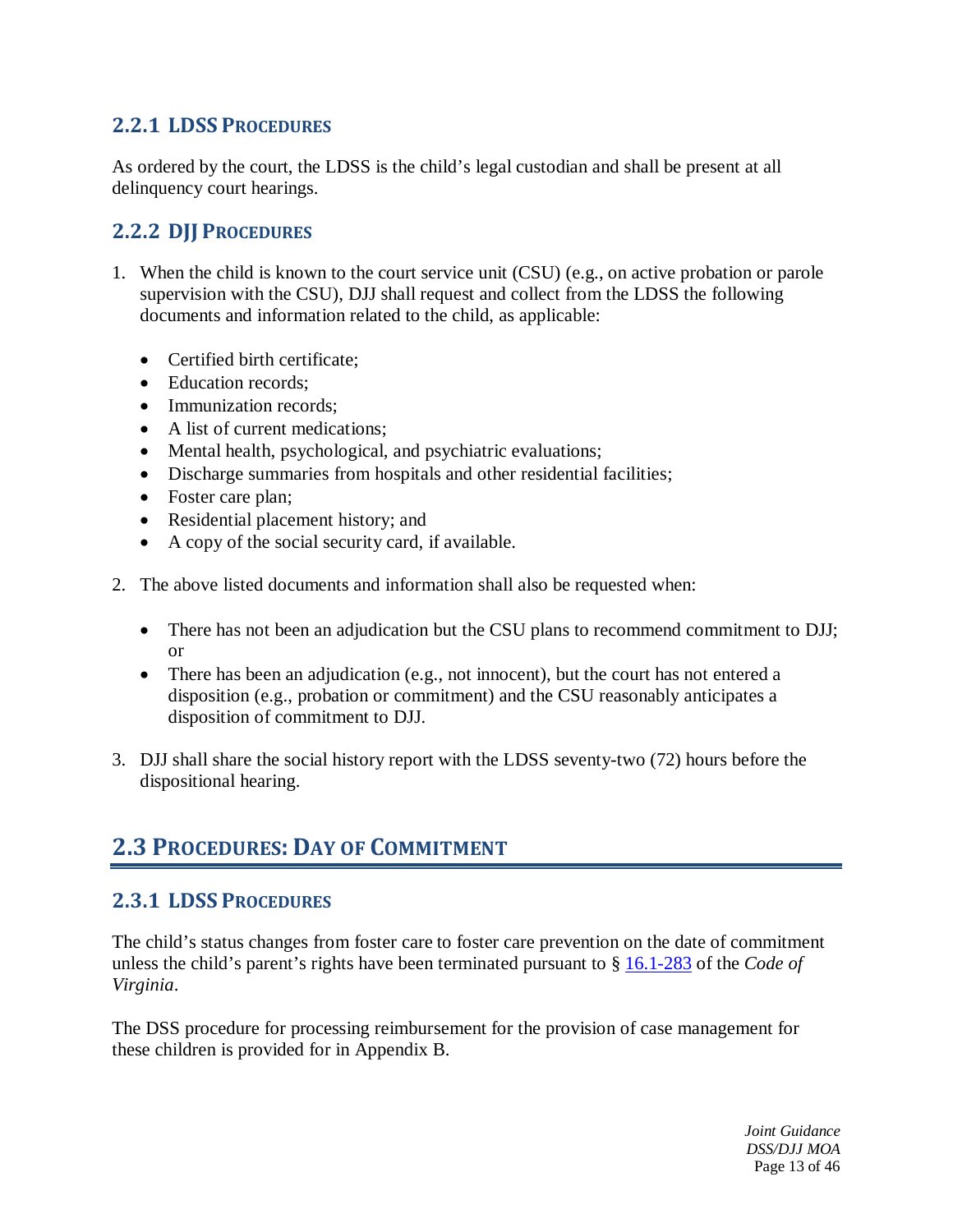### 2.2.1 LDSS Procedures

As ordered by the court, the LDSS is the child's legal custodian and shall be present at all delinquency court hearings.

### 2.2.2 DJJ Procedures

1. When the child is known to the court service unit (CSU) (e.g., on active probation or parole supervision with the CSU), DJJ shall request and collect from the LDSS the following documents and information related to the child, as applicable:

   - Certified birth certificate;
   - Education records;
   - Immunization records;
   - A list of current medications;
   - Mental health, psychological, and psychiatric evaluations;
   - Discharge summaries from hospitals and other residential facilities;
   - Foster care plan;
   - Residential placement history; and
   - A copy of the social security card, if available.

2. The above listed documents and information shall also be requested when:

   - There has not been an adjudication but the CSU plans to recommend commitment to DJJ; or
   - There has been an adjudication (e.g., not innocent), but the court has not entered a disposition (e.g., probation or commitment) and the CSU reasonably anticipates a disposition of commitment to DJJ.

3. DJJ shall share the social history report with the LDSS seventy-two (72) hours before the dispositional hearing.

## 2.3 Procedures: Day of Commitment

### 2.3.1 LDSS Procedures

The child's status changes from foster care to foster care prevention on the date of commitment unless the child's parent's rights have been terminated pursuant to § 16.1-283 of the *Code of Virginia*.

The DSS procedure for processing reimbursement for the provision of case management for these children is provided for in Appendix B.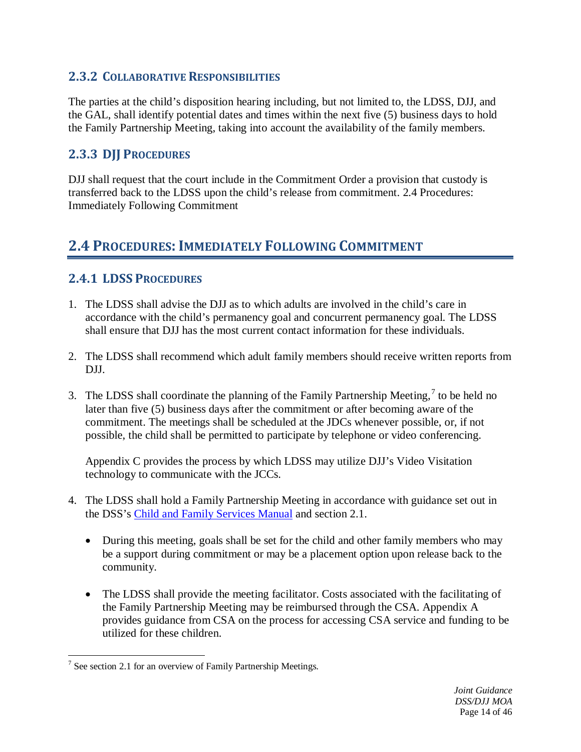### 2.3.2 Collaborative Responsibilities

The parties at the child's disposition hearing including, but not limited to, the LDSS, DJJ, and the GAL, shall identify potential dates and times within the next five (5) business days to hold the Family Partnership Meeting, taking into account the availability of the family members.

### 2.3.3 DJJ Procedures

DJJ shall request that the court include in the Commitment Order a provision that custody is transferred back to the LDSS upon the child's release from commitment. 2.4 Procedures: Immediately Following Commitment

## 2.4 Procedures: Immediately Following Commitment

### 2.4.1 LDSS Procedures

1. The LDSS shall advise the DJJ as to which adults are involved in the child's care in accordance with the child's permanency goal and concurrent permanency goal. The LDSS shall ensure that DJJ has the most current contact information for these individuals.

2. The LDSS shall recommend which adult family members should receive written reports from DJJ.

3. The LDSS shall coordinate the planning of the Family Partnership Meeting,[7] to be held no later than five (5) business days after the commitment or after becoming aware of the commitment. The meetings shall be scheduled at the JDCs whenever possible, or, if not possible, the child shall be permitted to participate by telephone or video conferencing.

   Appendix C provides the process by which LDSS may utilize DJJ's Video Visitation technology to communicate with the JCCs.

4. The LDSS shall hold a Family Partnership Meeting in accordance with guidance set out in the DSS's Child and Family Services Manual and section 2.1.

   - During this meeting, goals shall be set for the child and other family members who may be a support during commitment or may be a placement option upon release back to the community.

   - The LDSS shall provide the meeting facilitator. Costs associated with the facilitating of the Family Partnership Meeting may be reimbursed through the CSA. Appendix A provides guidance from CSA on the process for accessing CSA service and funding to be utilized for these children.

[7] See section 2.1 for an overview of Family Partnership Meetings.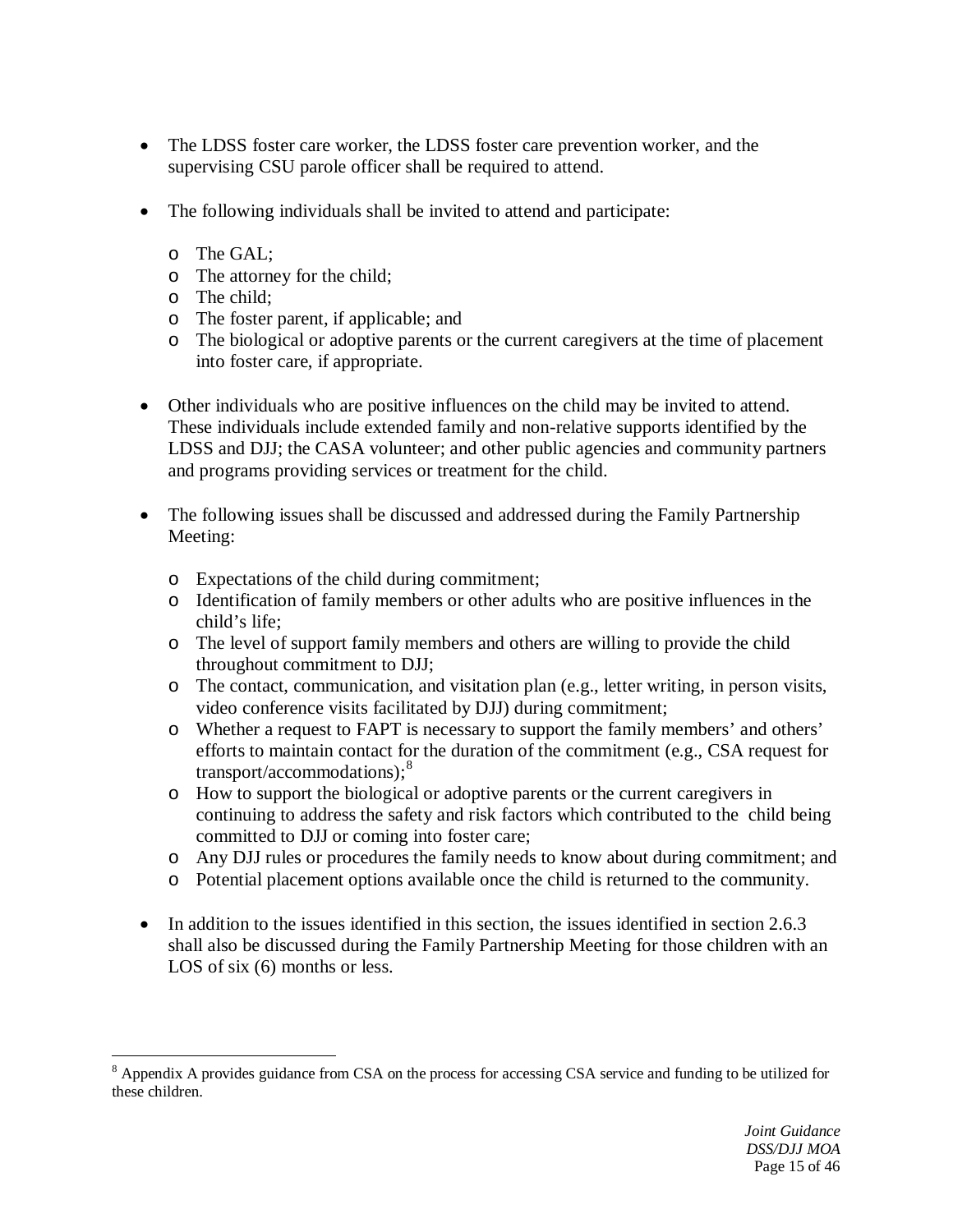- The LDSS foster care worker, the LDSS foster care prevention worker, and the supervising CSU parole officer shall be required to attend.

- The following individuals shall be invited to attend and participate:

  - The GAL;
  - The attorney for the child;
  - The child;
  - The foster parent, if applicable; and
  - The biological or adoptive parents or the current caregivers at the time of placement into foster care, if appropriate.

- Other individuals who are positive influences on the child may be invited to attend. These individuals include extended family and non-relative supports identified by the LDSS and DJJ; the CASA volunteer; and other public agencies and community partners and programs providing services or treatment for the child.

- The following issues shall be discussed and addressed during the Family Partnership Meeting:

  - Expectations of the child during commitment;
  - Identification of family members or other adults who are positive influences in the child's life;
  - The level of support family members and others are willing to provide the child throughout commitment to DJJ;
  - The contact, communication, and visitation plan (e.g., letter writing, in person visits, video conference visits facilitated by DJJ) during commitment;
  - Whether a request to FAPT is necessary to support the family members' and others' efforts to maintain contact for the duration of the commitment (e.g., CSA request for transport/accommodations);[8]
  - How to support the biological or adoptive parents or the current caregivers in continuing to address the safety and risk factors which contributed to the child being committed to DJJ or coming into foster care;
  - Any DJJ rules or procedures the family needs to know about during commitment; and
  - Potential placement options available once the child is returned to the community.

- In addition to the issues identified in this section, the issues identified in section 2.6.3 shall also be discussed during the Family Partnership Meeting for those children with an LOS of six (6) months or less.

---

[8] Appendix A provides guidance from CSA on the process for accessing CSA service and funding to be utilized for these children.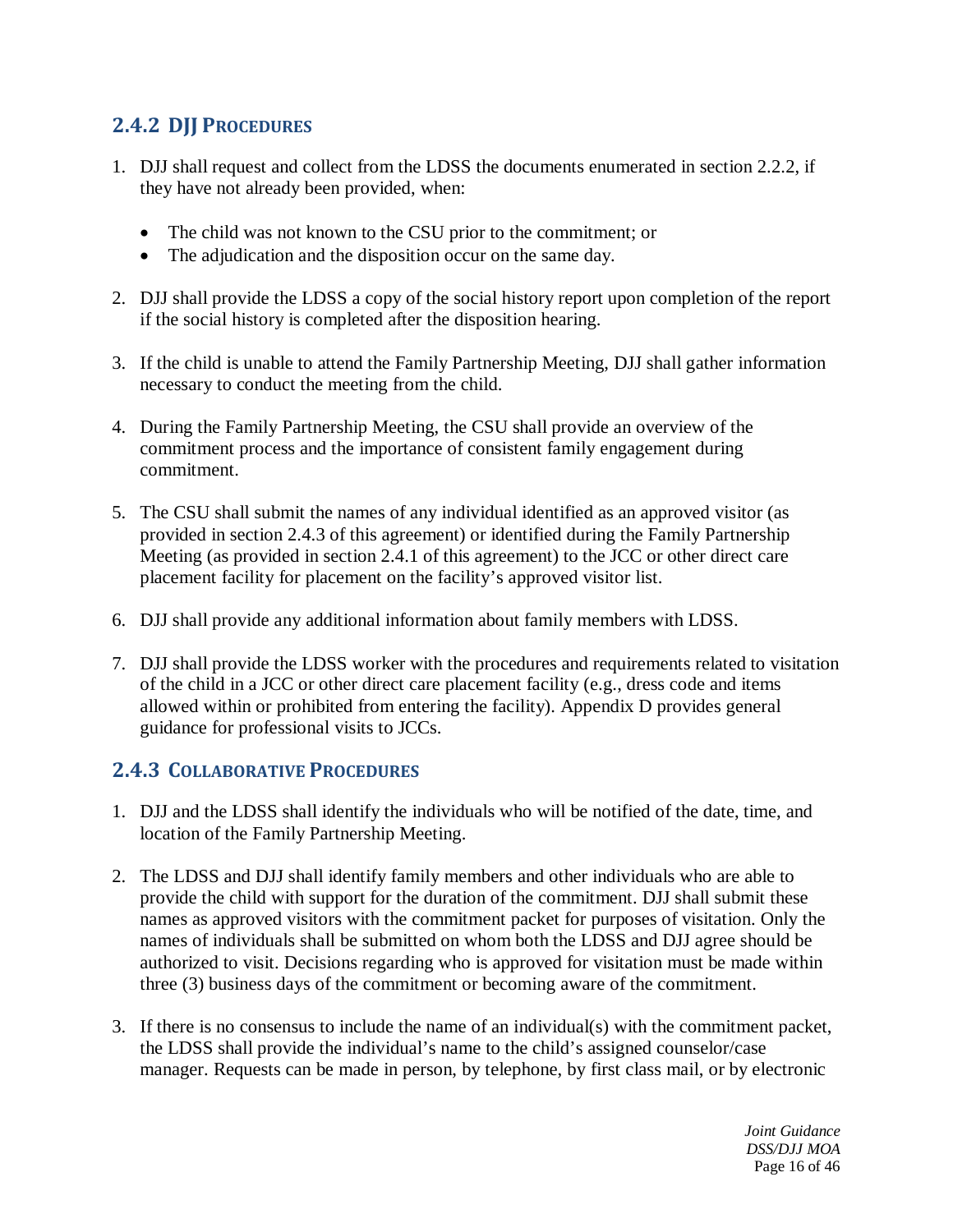### 2.4.2 DJJ Procedures

1. DJJ shall request and collect from the LDSS the documents enumerated in section 2.2.2, if they have not already been provided, when:

   - The child was not known to the CSU prior to the commitment; or
   - The adjudication and the disposition occur on the same day.

2. DJJ shall provide the LDSS a copy of the social history report upon completion of the report if the social history is completed after the disposition hearing.

3. If the child is unable to attend the Family Partnership Meeting, DJJ shall gather information necessary to conduct the meeting from the child.

4. During the Family Partnership Meeting, the CSU shall provide an overview of the commitment process and the importance of consistent family engagement during commitment.

5. The CSU shall submit the names of any individual identified as an approved visitor (as provided in section 2.4.3 of this agreement) or identified during the Family Partnership Meeting (as provided in section 2.4.1 of this agreement) to the JCC or other direct care placement facility for placement on the facility's approved visitor list.

6. DJJ shall provide any additional information about family members with LDSS.

7. DJJ shall provide the LDSS worker with the procedures and requirements related to visitation of the child in a JCC or other direct care placement facility (e.g., dress code and items allowed within or prohibited from entering the facility). Appendix D provides general guidance for professional visits to JCCs.

### 2.4.3 Collaborative Procedures

1. DJJ and the LDSS shall identify the individuals who will be notified of the date, time, and location of the Family Partnership Meeting.

2. The LDSS and DJJ shall identify family members and other individuals who are able to provide the child with support for the duration of the commitment. DJJ shall submit these names as approved visitors with the commitment packet for purposes of visitation. Only the names of individuals shall be submitted on whom both the LDSS and DJJ agree should be authorized to visit. Decisions regarding who is approved for visitation must be made within three (3) business days of the commitment or becoming aware of the commitment.

3. If there is no consensus to include the name of an individual(s) with the commitment packet, the LDSS shall provide the individual's name to the child's assigned counselor/case manager. Requests can be made in person, by telephone, by first class mail, or by electronic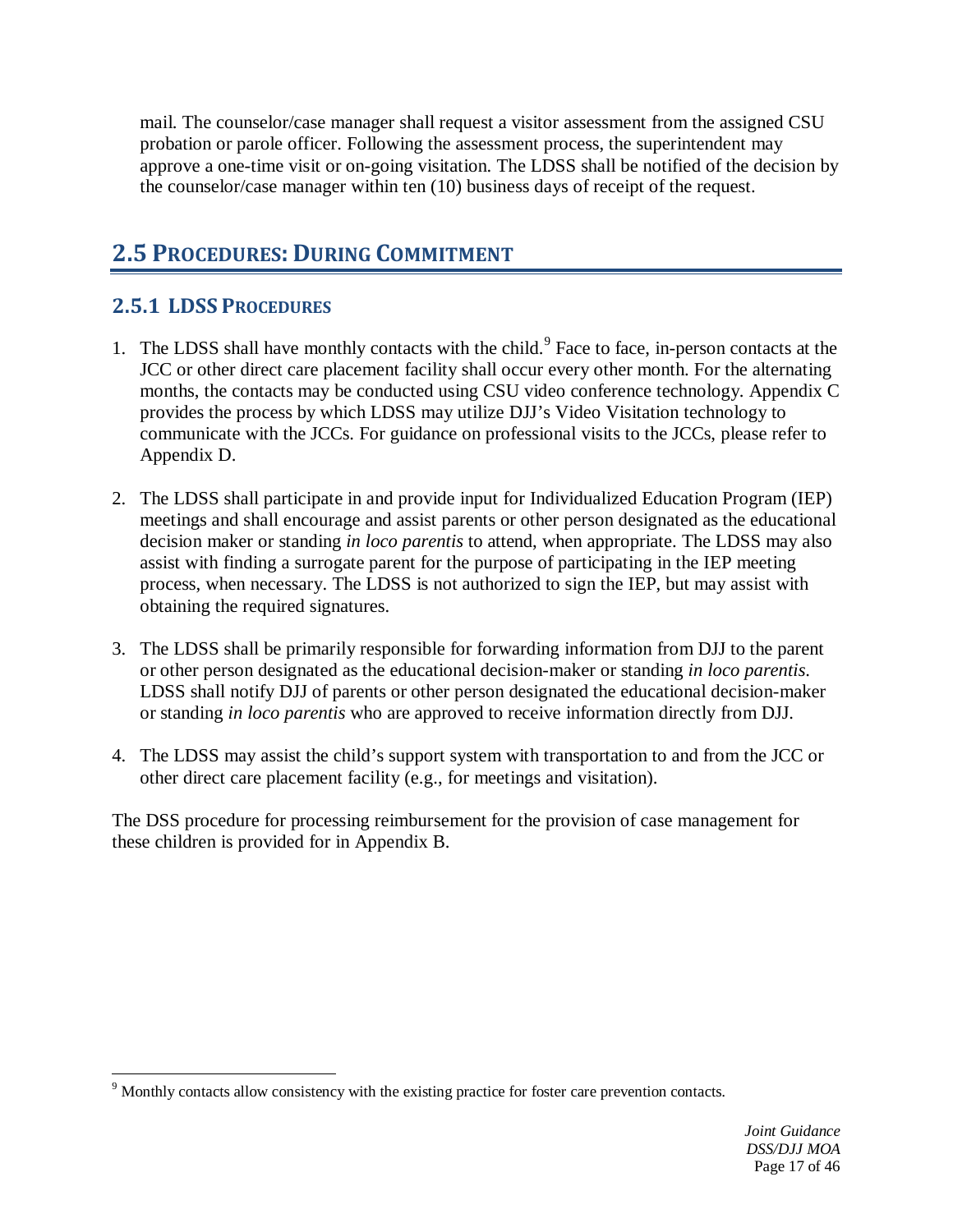mail. The counselor/case manager shall request a visitor assessment from the assigned CSU probation or parole officer. Following the assessment process, the superintendent may approve a one-time visit or on-going visitation. The LDSS shall be notified of the decision by the counselor/case manager within ten (10) business days of receipt of the request.

## 2.5 Procedures: During Commitment

### 2.5.1 LDSS Procedures

1. The LDSS shall have monthly contacts with the child.[9] Face to face, in-person contacts at the JCC or other direct care placement facility shall occur every other month. For the alternating months, the contacts may be conducted using CSU video conference technology. Appendix C provides the process by which LDSS may utilize DJJ's Video Visitation technology to communicate with the JCCs. For guidance on professional visits to the JCCs, please refer to Appendix D.

2. The LDSS shall participate in and provide input for Individualized Education Program (IEP) meetings and shall encourage and assist parents or other person designated as the educational decision maker or standing *in loco parentis* to attend, when appropriate. The LDSS may also assist with finding a surrogate parent for the purpose of participating in the IEP meeting process, when necessary. The LDSS is not authorized to sign the IEP, but may assist with obtaining the required signatures.

3. The LDSS shall be primarily responsible for forwarding information from DJJ to the parent or other person designated as the educational decision-maker or standing *in loco parentis*. LDSS shall notify DJJ of parents or other person designated the educational decision-maker or standing *in loco parentis* who are approved to receive information directly from DJJ.

4. The LDSS may assist the child's support system with transportation to and from the JCC or other direct care placement facility (e.g., for meetings and visitation).

The DSS procedure for processing reimbursement for the provision of case management for these children is provided for in Appendix B.

[9] Monthly contacts allow consistency with the existing practice for foster care prevention contacts.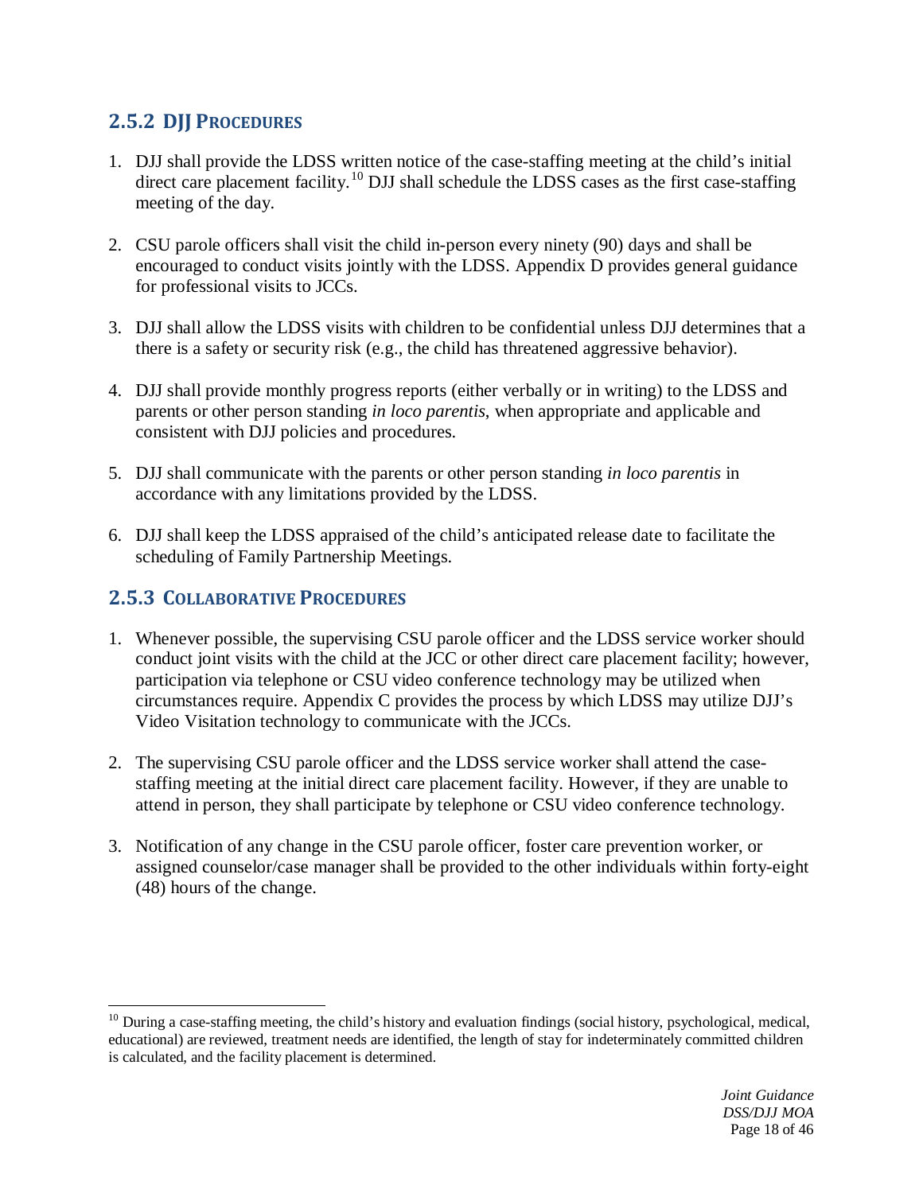### 2.5.2 DJJ PROCEDURES

1. DJJ shall provide the LDSS written notice of the case-staffing meeting at the child's initial direct care placement facility.[10] DJJ shall schedule the LDSS cases as the first case-staffing meeting of the day.

2. CSU parole officers shall visit the child in-person every ninety (90) days and shall be encouraged to conduct visits jointly with the LDSS. Appendix D provides general guidance for professional visits to JCCs.

3. DJJ shall allow the LDSS visits with children to be confidential unless DJJ determines that a there is a safety or security risk (e.g., the child has threatened aggressive behavior).

4. DJJ shall provide monthly progress reports (either verbally or in writing) to the LDSS and parents or other person standing *in loco parentis*, when appropriate and applicable and consistent with DJJ policies and procedures.

5. DJJ shall communicate with the parents or other person standing *in loco parentis* in accordance with any limitations provided by the LDSS.

6. DJJ shall keep the LDSS appraised of the child's anticipated release date to facilitate the scheduling of Family Partnership Meetings.

### 2.5.3 COLLABORATIVE PROCEDURES

1. Whenever possible, the supervising CSU parole officer and the LDSS service worker should conduct joint visits with the child at the JCC or other direct care placement facility; however, participation via telephone or CSU video conference technology may be utilized when circumstances require. Appendix C provides the process by which LDSS may utilize DJJ's Video Visitation technology to communicate with the JCCs.

2. The supervising CSU parole officer and the LDSS service worker shall attend the case-staffing meeting at the initial direct care placement facility. However, if they are unable to attend in person, they shall participate by telephone or CSU video conference technology.

3. Notification of any change in the CSU parole officer, foster care prevention worker, or assigned counselor/case manager shall be provided to the other individuals within forty-eight (48) hours of the change.

---

[10] During a case-staffing meeting, the child's history and evaluation findings (social history, psychological, medical, educational) are reviewed, treatment needs are identified, the length of stay for indeterminately committed children is calculated, and the facility placement is determined.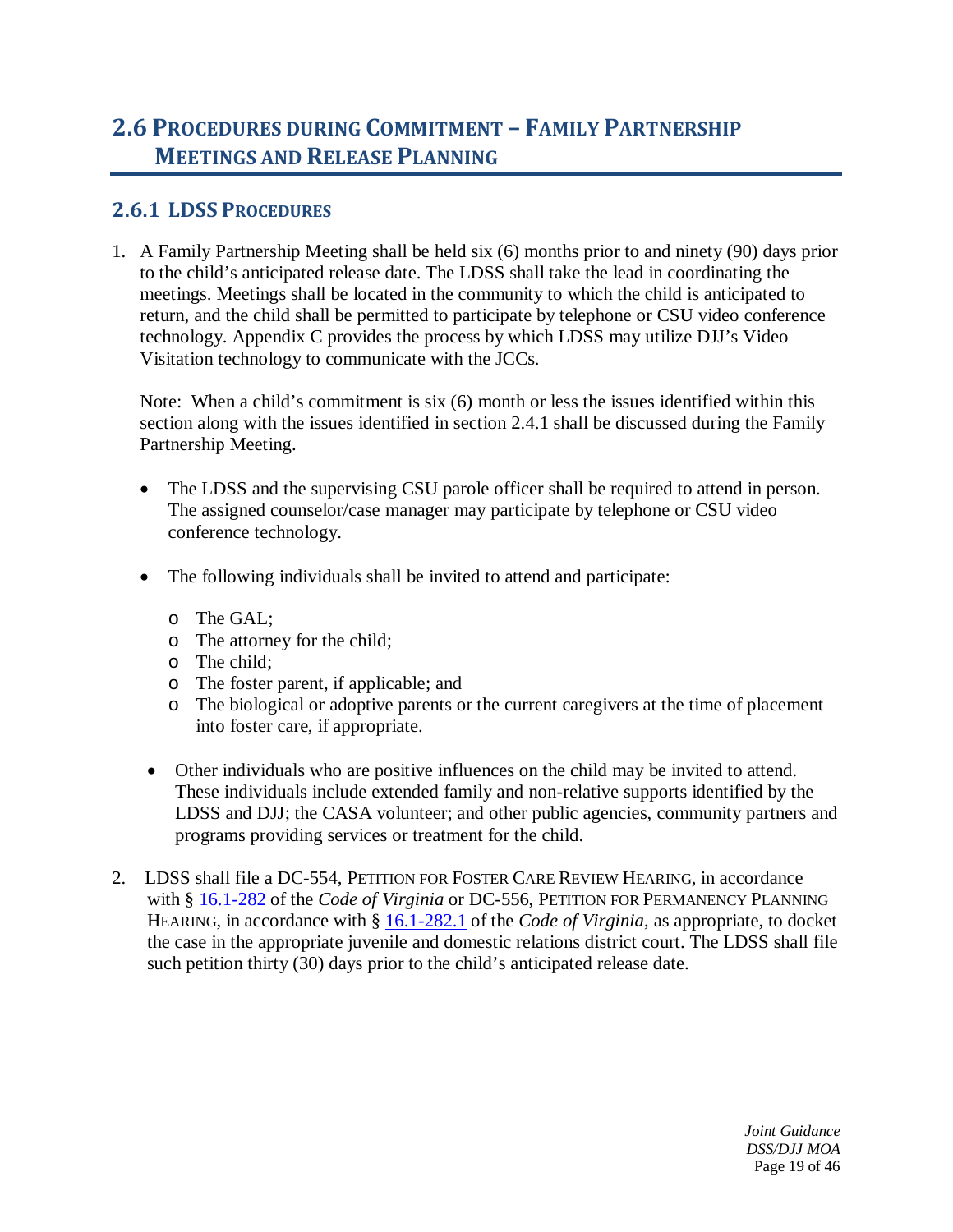## 2.6 PROCEDURES DURING COMMITMENT – FAMILY PARTNERSHIP MEETINGS AND RELEASE PLANNING

### 2.6.1 LDSS PROCEDURES

1. A Family Partnership Meeting shall be held six (6) months prior to and ninety (90) days prior to the child's anticipated release date. The LDSS shall take the lead in coordinating the meetings. Meetings shall be located in the community to which the child is anticipated to return, and the child shall be permitted to participate by telephone or CSU video conference technology. Appendix C provides the process by which LDSS may utilize DJJ's Video Visitation technology to communicate with the JCCs.

   Note: When a child's commitment is six (6) month or less the issues identified within this section along with the issues identified in section 2.4.1 shall be discussed during the Family Partnership Meeting.

   - The LDSS and the supervising CSU parole officer shall be required to attend in person. The assigned counselor/case manager may participate by telephone or CSU video conference technology.
   - The following individuals shall be invited to attend and participate:
     - The GAL;
     - The attorney for the child;
     - The child;
     - The foster parent, if applicable; and
     - The biological or adoptive parents or the current caregivers at the time of placement into foster care, if appropriate.
   - Other individuals who are positive influences on the child may be invited to attend. These individuals include extended family and non-relative supports identified by the LDSS and DJJ; the CASA volunteer; and other public agencies, community partners and programs providing services or treatment for the child.

2. LDSS shall file a DC-554, PETITION FOR FOSTER CARE REVIEW HEARING, in accordance with § 16.1-282 of the *Code of Virginia* or DC-556, PETITION FOR PERMANENCY PLANNING HEARING, in accordance with § 16.1-282.1 of the *Code of Virginia*, as appropriate, to docket the case in the appropriate juvenile and domestic relations district court. The LDSS shall file such petition thirty (30) days prior to the child's anticipated release date.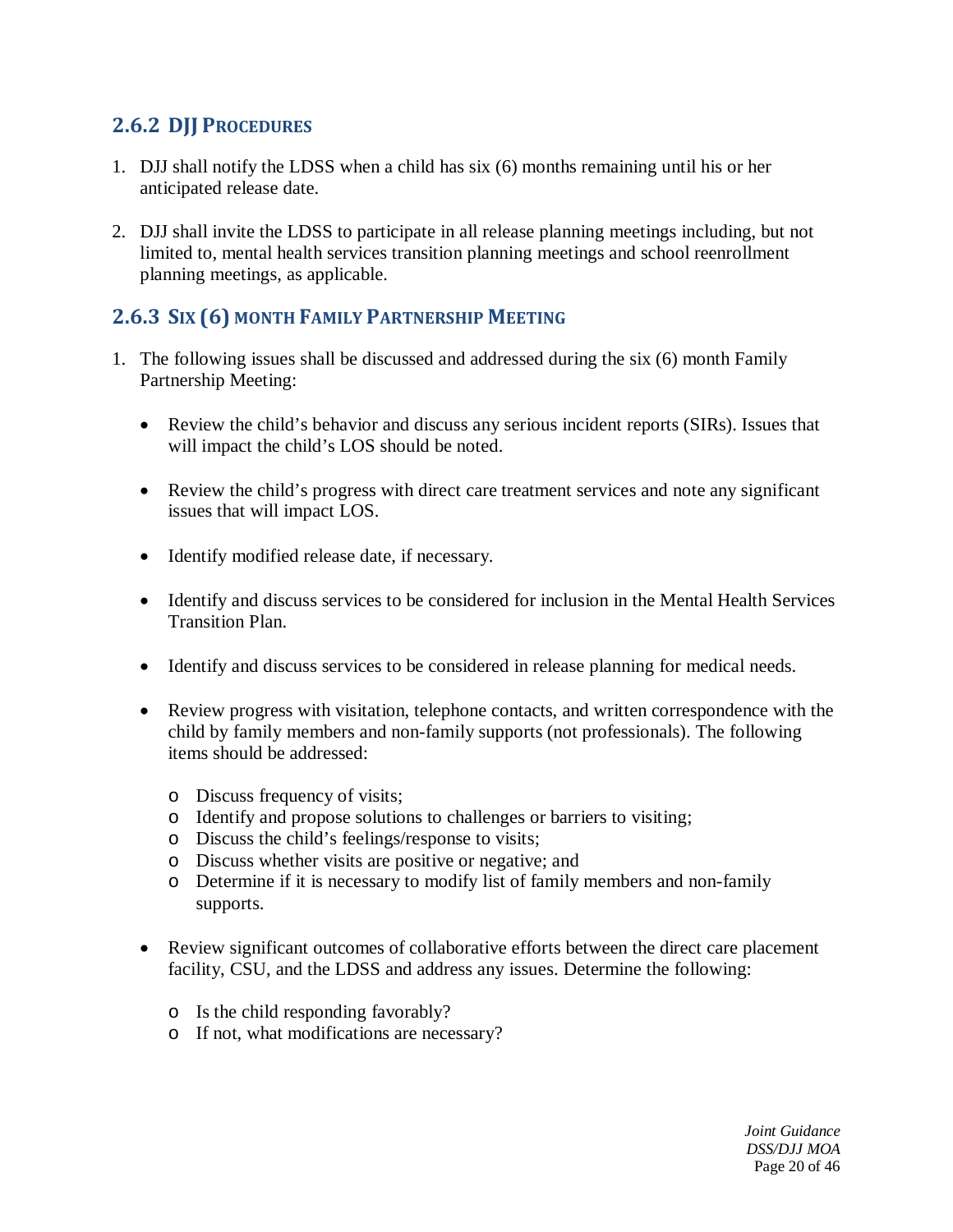### 2.6.2 DJJ Procedures

1. DJJ shall notify the LDSS when a child has six (6) months remaining until his or her anticipated release date.

2. DJJ shall invite the LDSS to participate in all release planning meetings including, but not limited to, mental health services transition planning meetings and school reenrollment planning meetings, as applicable.

### 2.6.3 Six (6) month Family Partnership Meeting

1. The following issues shall be discussed and addressed during the six (6) month Family Partnership Meeting:

   - Review the child's behavior and discuss any serious incident reports (SIRs). Issues that will impact the child's LOS should be noted.

   - Review the child's progress with direct care treatment services and note any significant issues that will impact LOS.

   - Identify modified release date, if necessary.

   - Identify and discuss services to be considered for inclusion in the Mental Health Services Transition Plan.

   - Identify and discuss services to be considered in release planning for medical needs.

   - Review progress with visitation, telephone contacts, and written correspondence with the child by family members and non-family supports (not professionals). The following items should be addressed:

     - Discuss frequency of visits;
     - Identify and propose solutions to challenges or barriers to visiting;
     - Discuss the child's feelings/response to visits;
     - Discuss whether visits are positive or negative; and
     - Determine if it is necessary to modify list of family members and non-family supports.

   - Review significant outcomes of collaborative efforts between the direct care placement facility, CSU, and the LDSS and address any issues. Determine the following:

     - Is the child responding favorably?
     - If not, what modifications are necessary?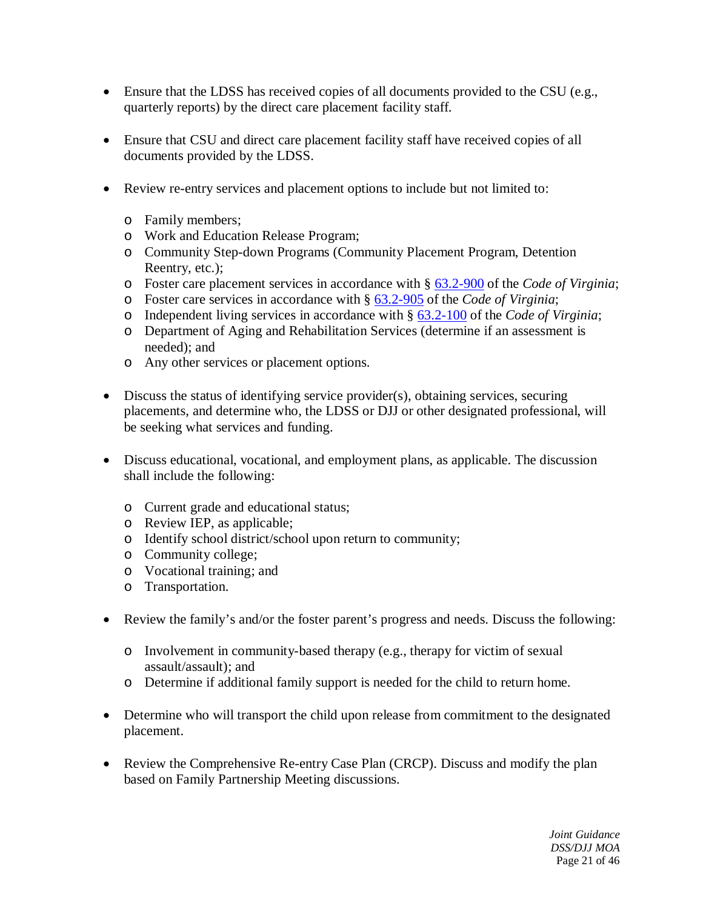- Ensure that the LDSS has received copies of all documents provided to the CSU (e.g., quarterly reports) by the direct care placement facility staff.

- Ensure that CSU and direct care placement facility staff have received copies of all documents provided by the LDSS.

- Review re-entry services and placement options to include but not limited to:

  - Family members;
  - Work and Education Release Program;
  - Community Step-down Programs (Community Placement Program, Detention Reentry, etc.);
  - Foster care placement services in accordance with § 63.2-900 of the *Code of Virginia*;
  - Foster care services in accordance with § 63.2-905 of the *Code of Virginia*;
  - Independent living services in accordance with § 63.2-100 of the *Code of Virginia*;
  - Department of Aging and Rehabilitation Services (determine if an assessment is needed); and
  - Any other services or placement options.

- Discuss the status of identifying service provider(s), obtaining services, securing placements, and determine who, the LDSS or DJJ or other designated professional, will be seeking what services and funding.

- Discuss educational, vocational, and employment plans, as applicable. The discussion shall include the following:

  - Current grade and educational status;
  - Review IEP, as applicable;
  - Identify school district/school upon return to community;
  - Community college;
  - Vocational training; and
  - Transportation.

- Review the family's and/or the foster parent's progress and needs. Discuss the following:

  - Involvement in community-based therapy (e.g., therapy for victim of sexual assault/assault); and
  - Determine if additional family support is needed for the child to return home.

- Determine who will transport the child upon release from commitment to the designated placement.

- Review the Comprehensive Re-entry Case Plan (CRCP). Discuss and modify the plan based on Family Partnership Meeting discussions.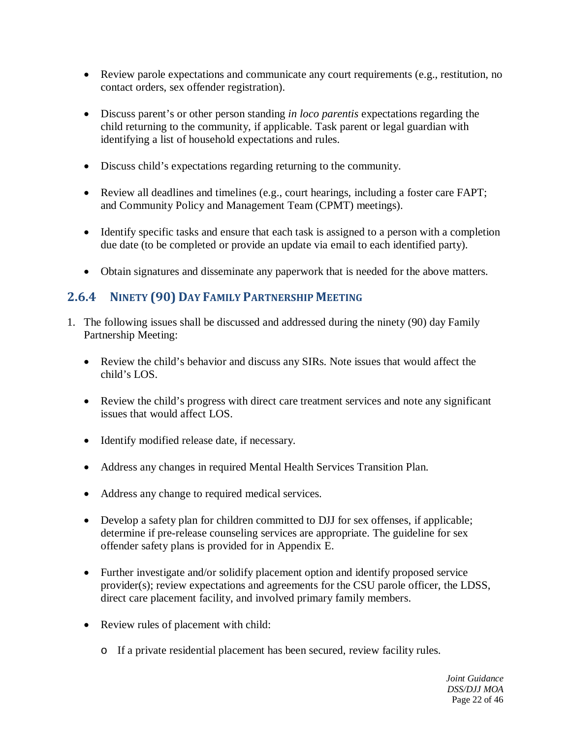- Review parole expectations and communicate any court requirements (e.g., restitution, no contact orders, sex offender registration).

- Discuss parent's or other person standing *in loco parentis* expectations regarding the child returning to the community, if applicable. Task parent or legal guardian with identifying a list of household expectations and rules.

- Discuss child's expectations regarding returning to the community.

- Review all deadlines and timelines (e.g., court hearings, including a foster care FAPT; and Community Policy and Management Team (CPMT) meetings).

- Identify specific tasks and ensure that each task is assigned to a person with a completion due date (to be completed or provide an update via email to each identified party).

- Obtain signatures and disseminate any paperwork that is needed for the above matters.

### 2.6.4 Ninety (90) Day Family Partnership Meeting

1. The following issues shall be discussed and addressed during the ninety (90) day Family Partnership Meeting:

   - Review the child's behavior and discuss any SIRs. Note issues that would affect the child's LOS.

   - Review the child's progress with direct care treatment services and note any significant issues that would affect LOS.

   - Identify modified release date, if necessary.

   - Address any changes in required Mental Health Services Transition Plan.

   - Address any change to required medical services.

   - Develop a safety plan for children committed to DJJ for sex offenses, if applicable; determine if pre-release counseling services are appropriate. The guideline for sex offender safety plans is provided for in Appendix E.

   - Further investigate and/or solidify placement option and identify proposed service provider(s); review expectations and agreements for the CSU parole officer, the LDSS, direct care placement facility, and involved primary family members.

   - Review rules of placement with child:

     - If a private residential placement has been secured, review facility rules.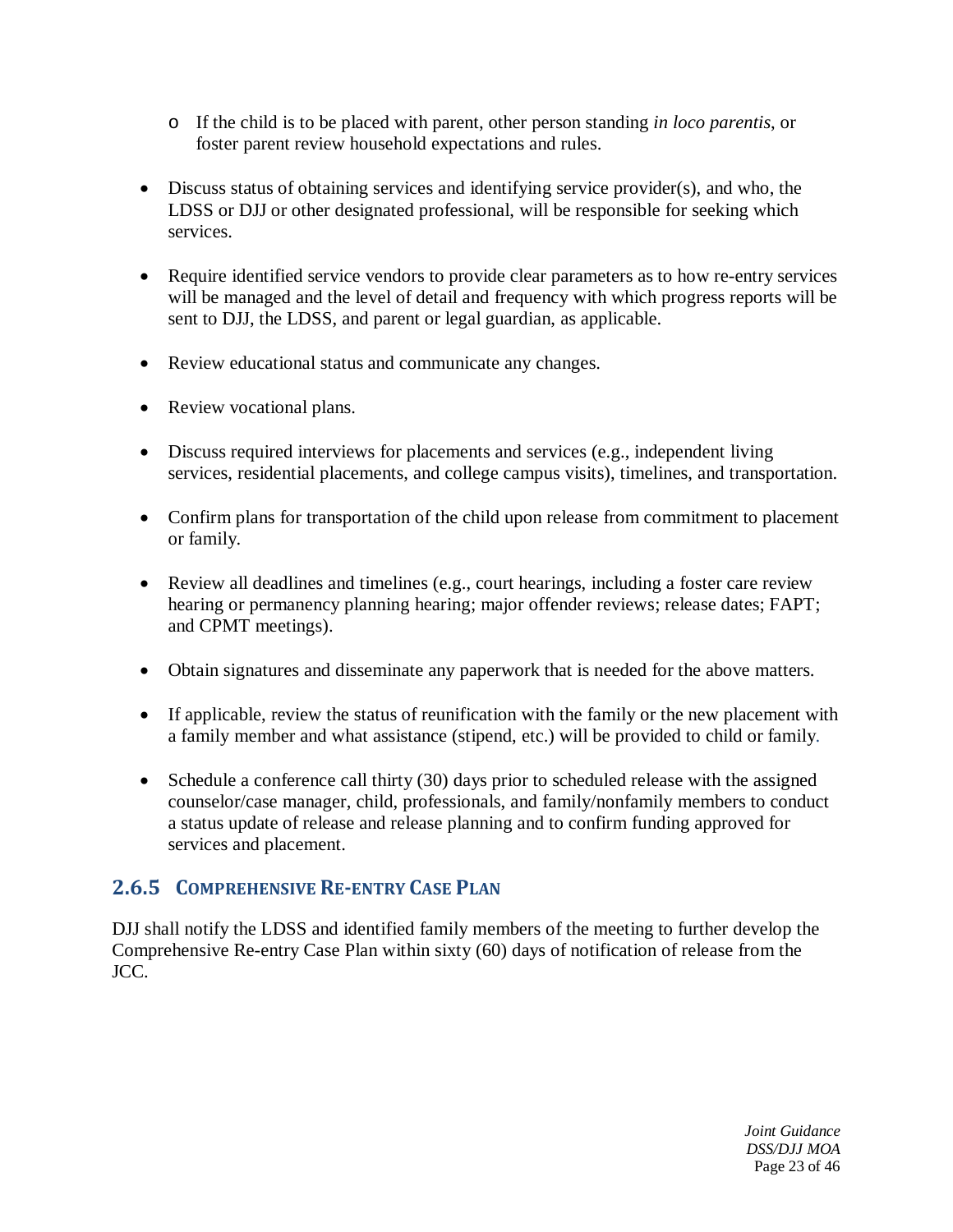- If the child is to be placed with parent, other person standing *in loco parentis*, or foster parent review household expectations and rules.

- Discuss status of obtaining services and identifying service provider(s), and who, the LDSS or DJJ or other designated professional, will be responsible for seeking which services.

- Require identified service vendors to provide clear parameters as to how re-entry services will be managed and the level of detail and frequency with which progress reports will be sent to DJJ, the LDSS, and parent or legal guardian, as applicable.

- Review educational status and communicate any changes.

- Review vocational plans.

- Discuss required interviews for placements and services (e.g., independent living services, residential placements, and college campus visits), timelines, and transportation.

- Confirm plans for transportation of the child upon release from commitment to placement or family.

- Review all deadlines and timelines (e.g., court hearings, including a foster care review hearing or permanency planning hearing; major offender reviews; release dates; FAPT; and CPMT meetings).

- Obtain signatures and disseminate any paperwork that is needed for the above matters.

- If applicable, review the status of reunification with the family or the new placement with a family member and what assistance (stipend, etc.) will be provided to child or family.

- Schedule a conference call thirty (30) days prior to scheduled release with the assigned counselor/case manager, child, professionals, and family/nonfamily members to conduct a status update of release and release planning and to confirm funding approved for services and placement.

### 2.6.5 Comprehensive Re-entry Case Plan

DJJ shall notify the LDSS and identified family members of the meeting to further develop the Comprehensive Re-entry Case Plan within sixty (60) days of notification of release from the JCC.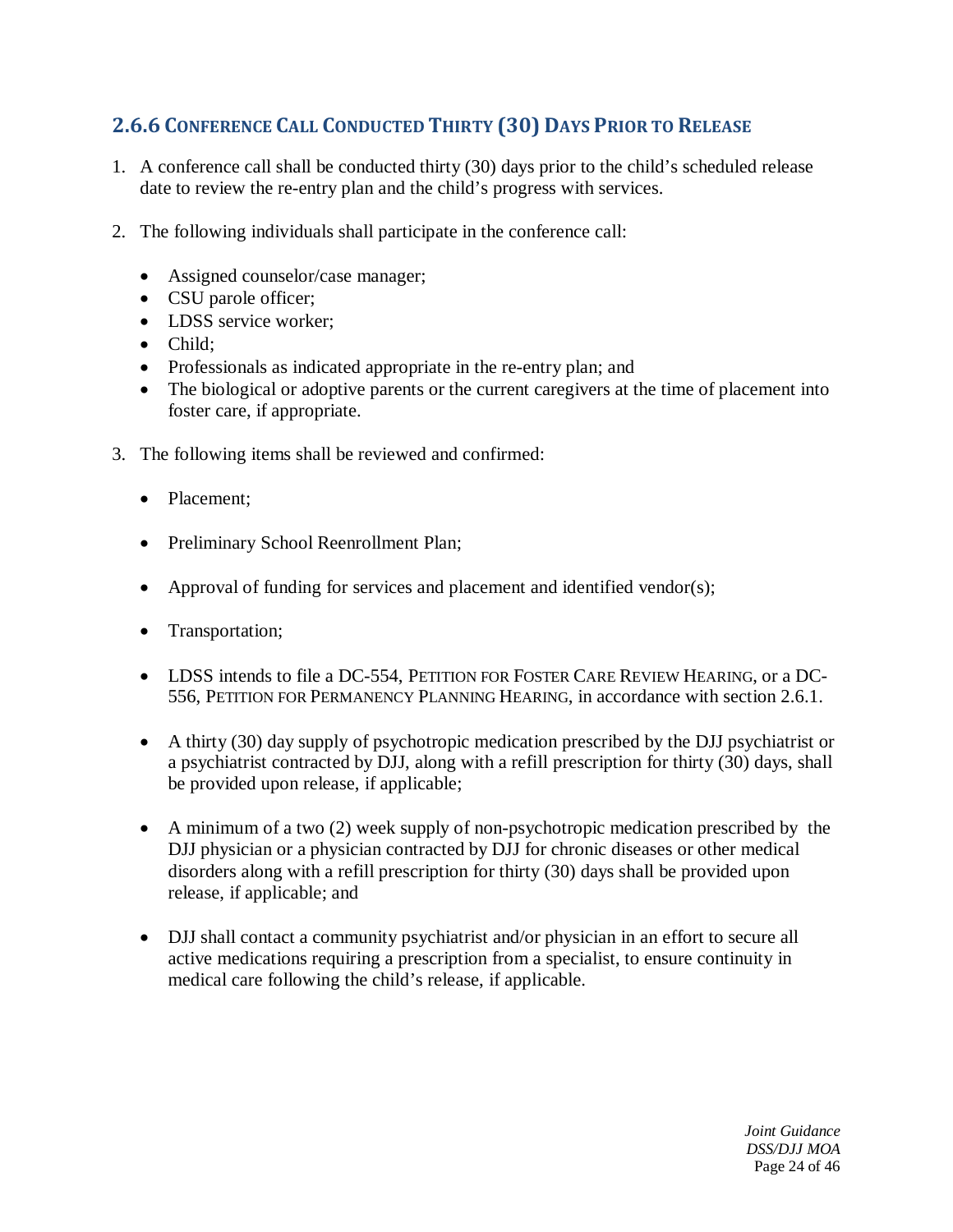### 2.6.6 Conference Call Conducted Thirty (30) Days Prior to Release

1. A conference call shall be conducted thirty (30) days prior to the child's scheduled release date to review the re-entry plan and the child's progress with services.

2. The following individuals shall participate in the conference call:

   - Assigned counselor/case manager;
   - CSU parole officer;
   - LDSS service worker;
   - Child;
   - Professionals as indicated appropriate in the re-entry plan; and
   - The biological or adoptive parents or the current caregivers at the time of placement into foster care, if appropriate.

3. The following items shall be reviewed and confirmed:

   - Placement;

   - Preliminary School Reenrollment Plan;

   - Approval of funding for services and placement and identified vendor(s);

   - Transportation;

   - LDSS intends to file a DC-554, Petition for Foster Care Review Hearing, or a DC-556, Petition for Permanency Planning Hearing, in accordance with section 2.6.1.

   - A thirty (30) day supply of psychotropic medication prescribed by the DJJ psychiatrist or a psychiatrist contracted by DJJ, along with a refill prescription for thirty (30) days, shall be provided upon release, if applicable;

   - A minimum of a two (2) week supply of non-psychotropic medication prescribed by the DJJ physician or a physician contracted by DJJ for chronic diseases or other medical disorders along with a refill prescription for thirty (30) days shall be provided upon release, if applicable; and

   - DJJ shall contact a community psychiatrist and/or physician in an effort to secure all active medications requiring a prescription from a specialist, to ensure continuity in medical care following the child's release, if applicable.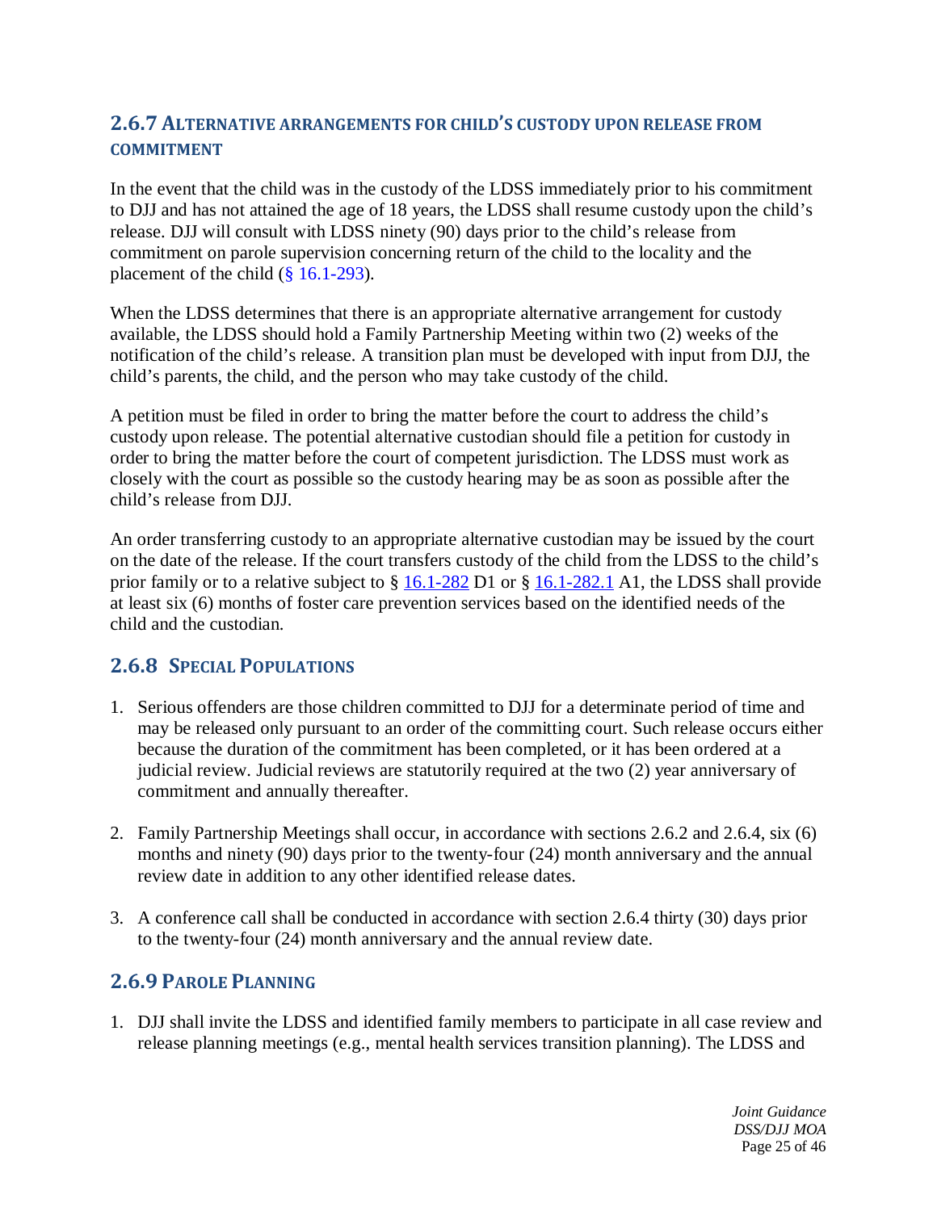### 2.6.7 Alternative arrangements for child's custody upon release from commitment

In the event that the child was in the custody of the LDSS immediately prior to his commitment to DJJ and has not attained the age of 18 years, the LDSS shall resume custody upon the child's release. DJJ will consult with LDSS ninety (90) days prior to the child's release from commitment on parole supervision concerning return of the child to the locality and the placement of the child (§ 16.1-293).

When the LDSS determines that there is an appropriate alternative arrangement for custody available, the LDSS should hold a Family Partnership Meeting within two (2) weeks of the notification of the child's release. A transition plan must be developed with input from DJJ, the child's parents, the child, and the person who may take custody of the child.

A petition must be filed in order to bring the matter before the court to address the child's custody upon release. The potential alternative custodian should file a petition for custody in order to bring the matter before the court of competent jurisdiction. The LDSS must work as closely with the court as possible so the custody hearing may be as soon as possible after the child's release from DJJ.

An order transferring custody to an appropriate alternative custodian may be issued by the court on the date of the release. If the court transfers custody of the child from the LDSS to the child's prior family or to a relative subject to § 16.1-282 D1 or § 16.1-282.1 A1, the LDSS shall provide at least six (6) months of foster care prevention services based on the identified needs of the child and the custodian.

### 2.6.8 Special Populations

1. Serious offenders are those children committed to DJJ for a determinate period of time and may be released only pursuant to an order of the committing court. Such release occurs either because the duration of the commitment has been completed, or it has been ordered at a judicial review. Judicial reviews are statutorily required at the two (2) year anniversary of commitment and annually thereafter.

2. Family Partnership Meetings shall occur, in accordance with sections 2.6.2 and 2.6.4, six (6) months and ninety (90) days prior to the twenty-four (24) month anniversary and the annual review date in addition to any other identified release dates.

3. A conference call shall be conducted in accordance with section 2.6.4 thirty (30) days prior to the twenty-four (24) month anniversary and the annual review date.

### 2.6.9 Parole Planning

1. DJJ shall invite the LDSS and identified family members to participate in all case review and release planning meetings (e.g., mental health services transition planning). The LDSS and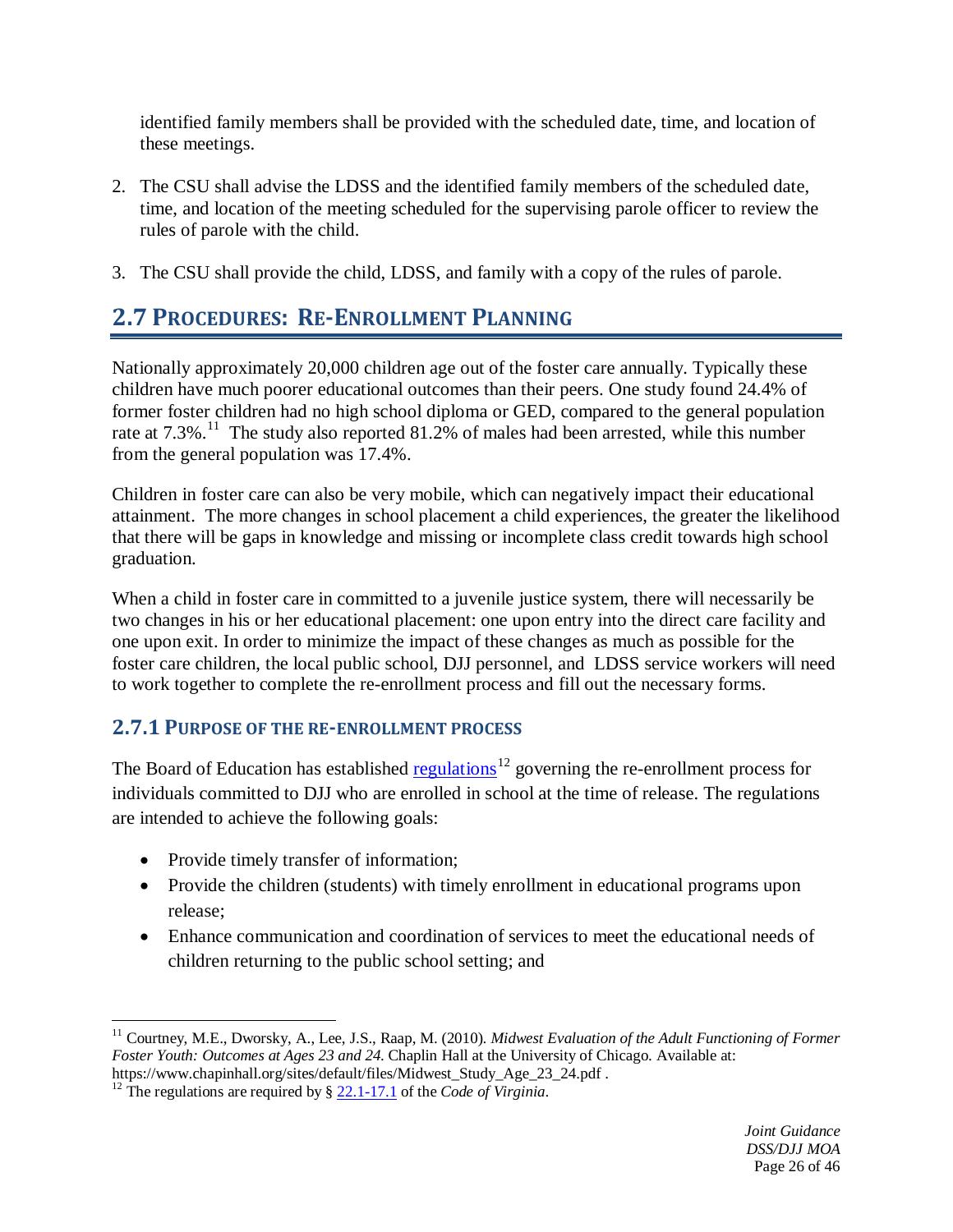identified family members shall be provided with the scheduled date, time, and location of these meetings.

2. The CSU shall advise the LDSS and the identified family members of the scheduled date, time, and location of the meeting scheduled for the supervising parole officer to review the rules of parole with the child.

3. The CSU shall provide the child, LDSS, and family with a copy of the rules of parole.

## 2.7 Procedures: Re-Enrollment Planning

Nationally approximately 20,000 children age out of the foster care annually. Typically these children have much poorer educational outcomes than their peers. One study found 24.4% of former foster children had no high school diploma or GED, compared to the general population rate at 7.3%.[11] The study also reported 81.2% of males had been arrested, while this number from the general population was 17.4%.

Children in foster care can also be very mobile, which can negatively impact their educational attainment. The more changes in school placement a child experiences, the greater the likelihood that there will be gaps in knowledge and missing or incomplete class credit towards high school graduation.

When a child in foster care in committed to a juvenile justice system, there will necessarily be two changes in his or her educational placement: one upon entry into the direct care facility and one upon exit. In order to minimize the impact of these changes as much as possible for the foster care children, the local public school, DJJ personnel, and LDSS service workers will need to work together to complete the re-enrollment process and fill out the necessary forms.

### 2.7.1 Purpose of the Re-Enrollment Process

The Board of Education has established regulations[12] governing the re-enrollment process for individuals committed to DJJ who are enrolled in school at the time of release. The regulations are intended to achieve the following goals:

- Provide timely transfer of information;
- Provide the children (students) with timely enrollment in educational programs upon release;
- Enhance communication and coordination of services to meet the educational needs of children returning to the public school setting; and

---

[11] Courtney, M.E., Dworsky, A., Lee, J.S., Raap, M. (2010). *Midwest Evaluation of the Adult Functioning of Former Foster Youth: Outcomes at Ages 23 and 24.* Chaplin Hall at the University of Chicago. Available at: https://www.chapinhall.org/sites/default/files/Midwest_Study_Age_23_24.pdf .

[12] The regulations are required by § 22.1-17.1 of the *Code of Virginia*.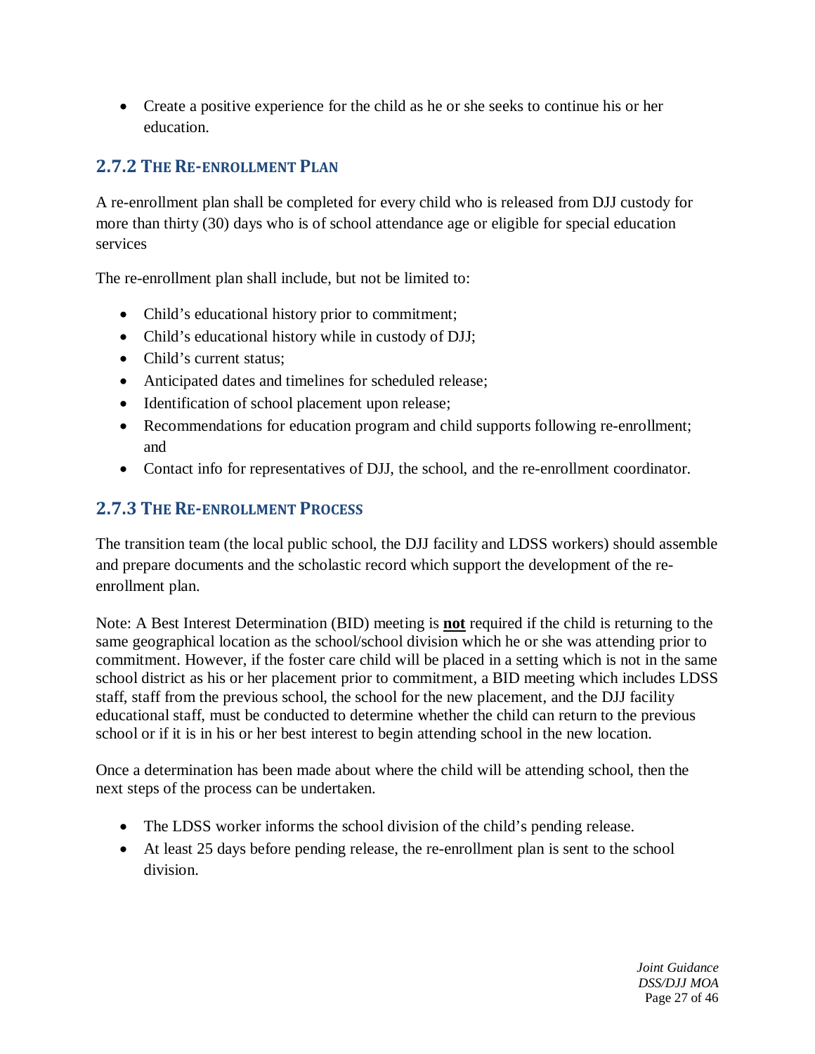- Create a positive experience for the child as he or she seeks to continue his or her education.

### 2.7.2 The Re-enrollment Plan

A re-enrollment plan shall be completed for every child who is released from DJJ custody for more than thirty (30) days who is of school attendance age or eligible for special education services

The re-enrollment plan shall include, but not be limited to:

- Child's educational history prior to commitment;
- Child's educational history while in custody of DJJ;
- Child's current status;
- Anticipated dates and timelines for scheduled release;
- Identification of school placement upon release;
- Recommendations for education program and child supports following re-enrollment; and
- Contact info for representatives of DJJ, the school, and the re-enrollment coordinator.

### 2.7.3 The Re-enrollment Process

The transition team (the local public school, the DJJ facility and LDSS workers) should assemble and prepare documents and the scholastic record which support the development of the re-enrollment plan.

Note: A Best Interest Determination (BID) meeting is **not** required if the child is returning to the same geographical location as the school/school division which he or she was attending prior to commitment. However, if the foster care child will be placed in a setting which is not in the same school district as his or her placement prior to commitment, a BID meeting which includes LDSS staff, staff from the previous school, the school for the new placement, and the DJJ facility educational staff, must be conducted to determine whether the child can return to the previous school or if it is in his or her best interest to begin attending school in the new location.

Once a determination has been made about where the child will be attending school, then the next steps of the process can be undertaken.

- The LDSS worker informs the school division of the child's pending release.
- At least 25 days before pending release, the re-enrollment plan is sent to the school division.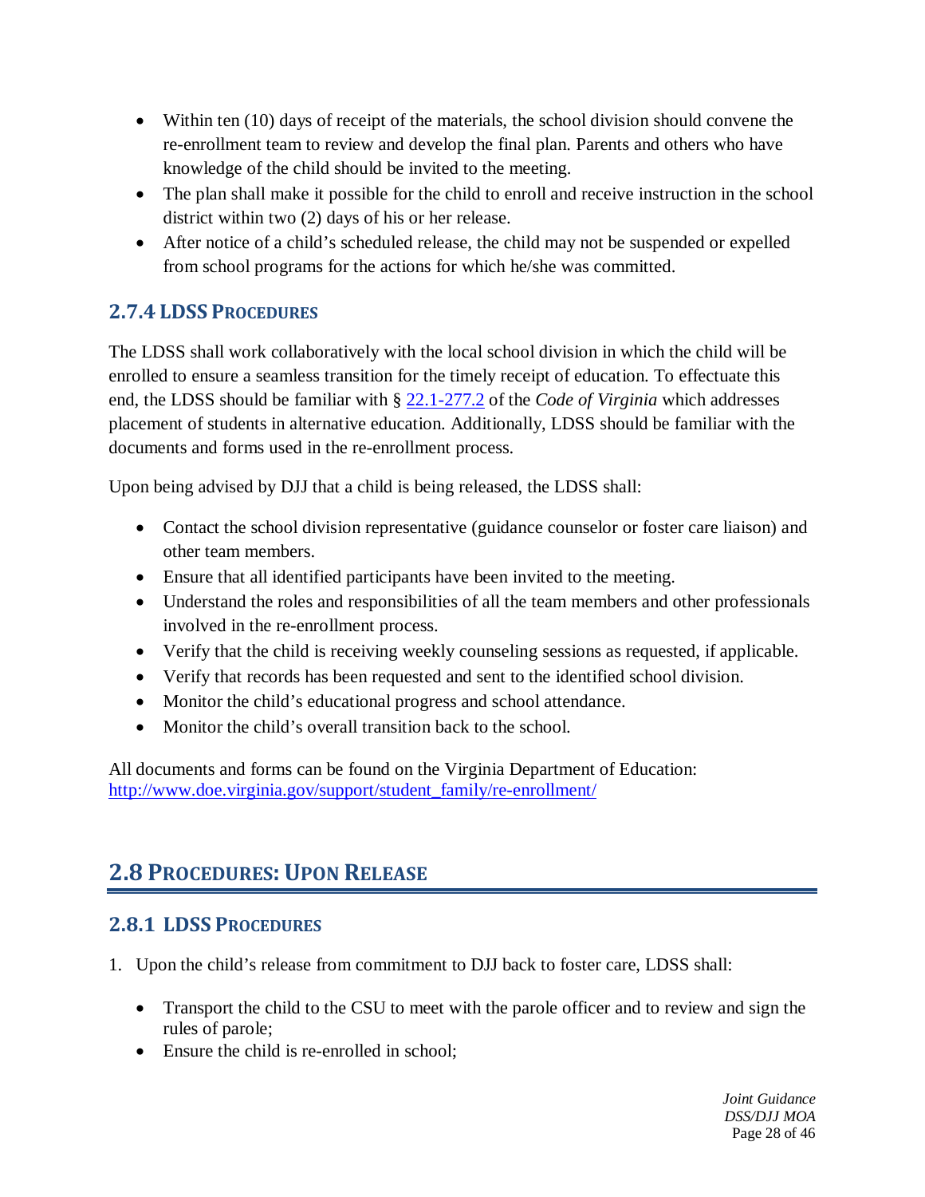- Within ten (10) days of receipt of the materials, the school division should convene the re-enrollment team to review and develop the final plan. Parents and others who have knowledge of the child should be invited to the meeting.
- The plan shall make it possible for the child to enroll and receive instruction in the school district within two (2) days of his or her release.
- After notice of a child's scheduled release, the child may not be suspended or expelled from school programs for the actions for which he/she was committed.

### 2.7.4 LDSS Procedures

The LDSS shall work collaboratively with the local school division in which the child will be enrolled to ensure a seamless transition for the timely receipt of education. To effectuate this end, the LDSS should be familiar with § [22.1-277.2](22.1-277.2) of the *Code of Virginia* which addresses placement of students in alternative education. Additionally, LDSS should be familiar with the documents and forms used in the re-enrollment process.

Upon being advised by DJJ that a child is being released, the LDSS shall:

- Contact the school division representative (guidance counselor or foster care liaison) and other team members.
- Ensure that all identified participants have been invited to the meeting.
- Understand the roles and responsibilities of all the team members and other professionals involved in the re-enrollment process.
- Verify that the child is receiving weekly counseling sessions as requested, if applicable.
- Verify that records has been requested and sent to the identified school division.
- Monitor the child's educational progress and school attendance.
- Monitor the child's overall transition back to the school.

All documents and forms can be found on the Virginia Department of Education: [http://www.doe.virginia.gov/support/student_family/re-enrollment/](http://www.doe.virginia.gov/support/student_family/re-enrollment/)

## 2.8 Procedures: Upon Release

### 2.8.1 LDSS Procedures

1. Upon the child's release from commitment to DJJ back to foster care, LDSS shall:

   - Transport the child to the CSU to meet with the parole officer and to review and sign the rules of parole;
   - Ensure the child is re-enrolled in school;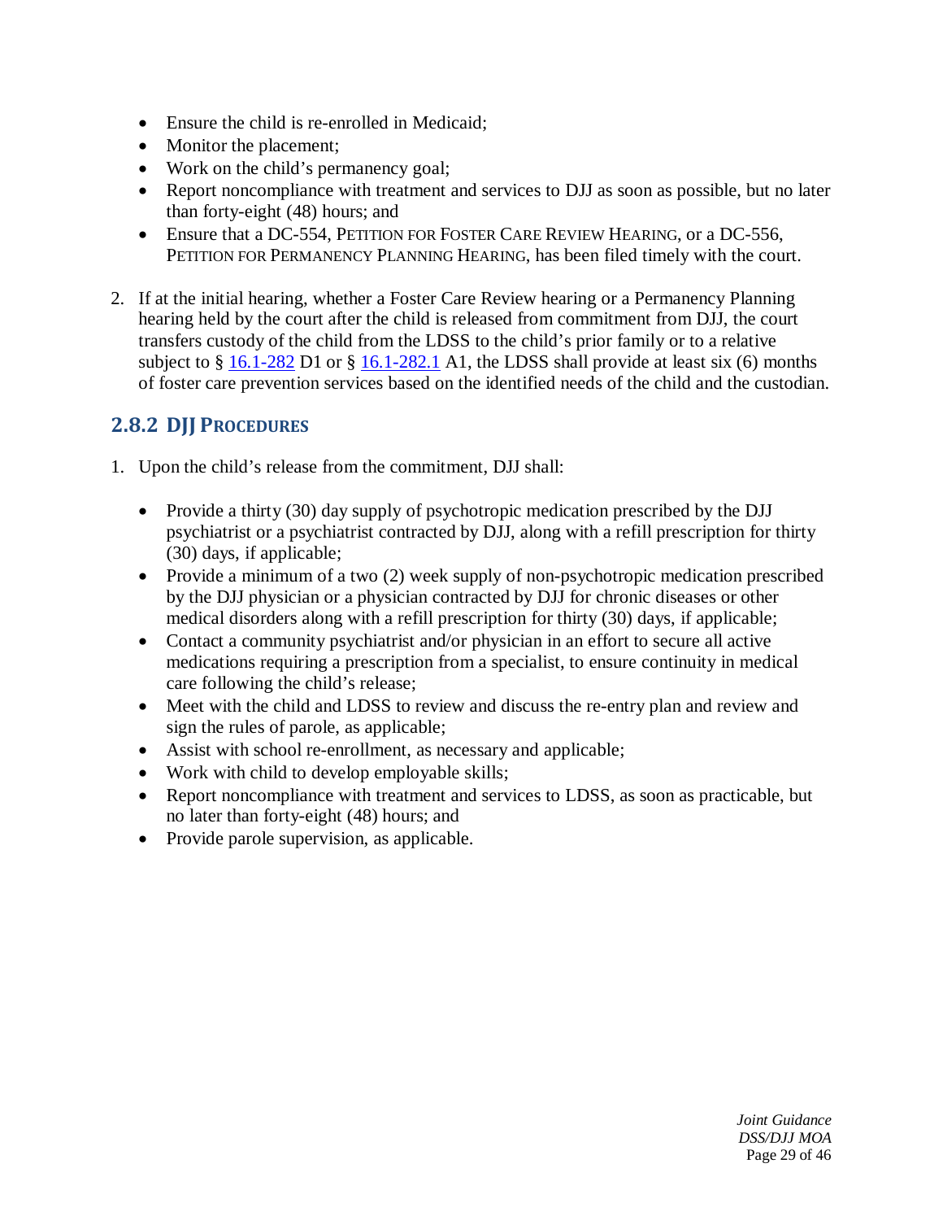- Ensure the child is re-enrolled in Medicaid;
- Monitor the placement;
- Work on the child's permanency goal;
- Report noncompliance with treatment and services to DJJ as soon as possible, but no later than forty-eight (48) hours; and
- Ensure that a DC-554, Petition for Foster Care Review Hearing, or a DC-556, Petition for Permanency Planning Hearing, has been filed timely with the court.

2. If at the initial hearing, whether a Foster Care Review hearing or a Permanency Planning hearing held by the court after the child is released from commitment from DJJ, the court transfers custody of the child from the LDSS to the child's prior family or to a relative subject to § [16.1-282](16.1-282) D1 or § [16.1-282.1](16.1-282.1) A1, the LDSS shall provide at least six (6) months of foster care prevention services based on the identified needs of the child and the custodian.

## 2.8.2 DJJ Procedures

1. Upon the child's release from the commitment, DJJ shall:

   - Provide a thirty (30) day supply of psychotropic medication prescribed by the DJJ psychiatrist or a psychiatrist contracted by DJJ, along with a refill prescription for thirty (30) days, if applicable;
   - Provide a minimum of a two (2) week supply of non-psychotropic medication prescribed by the DJJ physician or a physician contracted by DJJ for chronic diseases or other medical disorders along with a refill prescription for thirty (30) days, if applicable;
   - Contact a community psychiatrist and/or physician in an effort to secure all active medications requiring a prescription from a specialist, to ensure continuity in medical care following the child's release;
   - Meet with the child and LDSS to review and discuss the re-entry plan and review and sign the rules of parole, as applicable;
   - Assist with school re-enrollment, as necessary and applicable;
   - Work with child to develop employable skills;
   - Report noncompliance with treatment and services to LDSS, as soon as practicable, but no later than forty-eight (48) hours; and
   - Provide parole supervision, as applicable.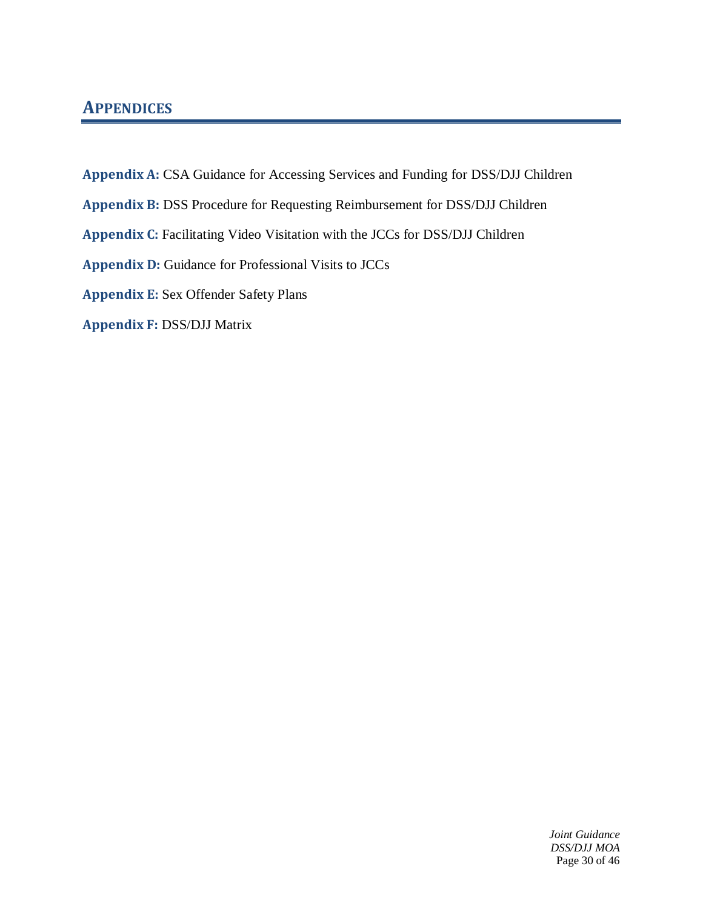## APPENDICES

**Appendix A:** CSA Guidance for Accessing Services and Funding for DSS/DJJ Children

**Appendix B:** DSS Procedure for Requesting Reimbursement for DSS/DJJ Children

**Appendix C:** Facilitating Video Visitation with the JCCs for DSS/DJJ Children

**Appendix D:** Guidance for Professional Visits to JCCs

**Appendix E:** Sex Offender Safety Plans

**Appendix F:** DSS/DJJ Matrix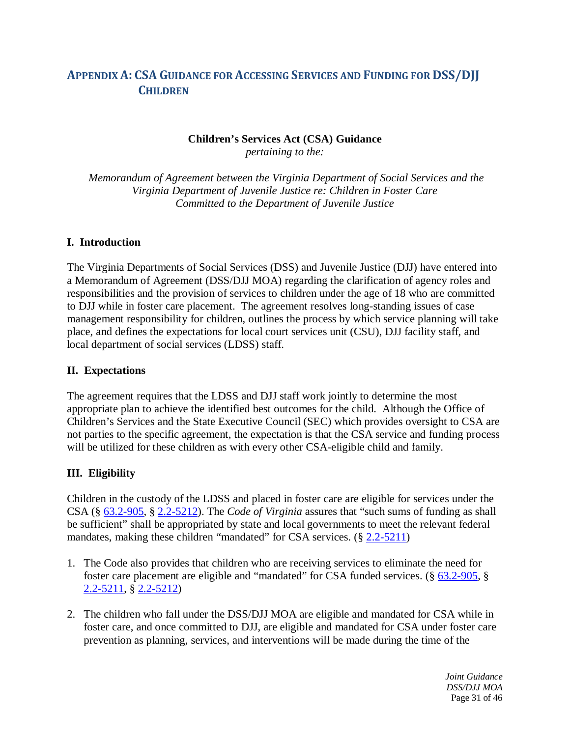## Appendix A: CSA Guidance for Accessing Services and Funding for DSS/DJJ Children

**Children's Services Act (CSA) Guidance**
*pertaining to the:*

*Memorandum of Agreement between the Virginia Department of Social Services and the Virginia Department of Juvenile Justice re: Children in Foster Care Committed to the Department of Juvenile Justice*

### I. Introduction

The Virginia Departments of Social Services (DSS) and Juvenile Justice (DJJ) have entered into a Memorandum of Agreement (DSS/DJJ MOA) regarding the clarification of agency roles and responsibilities and the provision of services to children under the age of 18 who are committed to DJJ while in foster care placement. The agreement resolves long-standing issues of case management responsibility for children, outlines the process by which service planning will take place, and defines the expectations for local court services unit (CSU), DJJ facility staff, and local department of social services (LDSS) staff.

### II. Expectations

The agreement requires that the LDSS and DJJ staff work jointly to determine the most appropriate plan to achieve the identified best outcomes for the child. Although the Office of Children's Services and the State Executive Council (SEC) which provides oversight to CSA are not parties to the specific agreement, the expectation is that the CSA service and funding process will be utilized for these children as with every other CSA-eligible child and family.

### III. Eligibility

Children in the custody of the LDSS and placed in foster care are eligible for services under the CSA (§ 63.2-905, § 2.2-5212). The *Code of Virginia* assures that "such sums of funding as shall be sufficient" shall be appropriated by state and local governments to meet the relevant federal mandates, making these children "mandated" for CSA services. (§ 2.2-5211)

1. The Code also provides that children who are receiving services to eliminate the need for foster care placement are eligible and "mandated" for CSA funded services. (§ 63.2-905, § 2.2-5211, § 2.2-5212)

2. The children who fall under the DSS/DJJ MOA are eligible and mandated for CSA while in foster care, and once committed to DJJ, are eligible and mandated for CSA under foster care prevention as planning, services, and interventions will be made during the time of the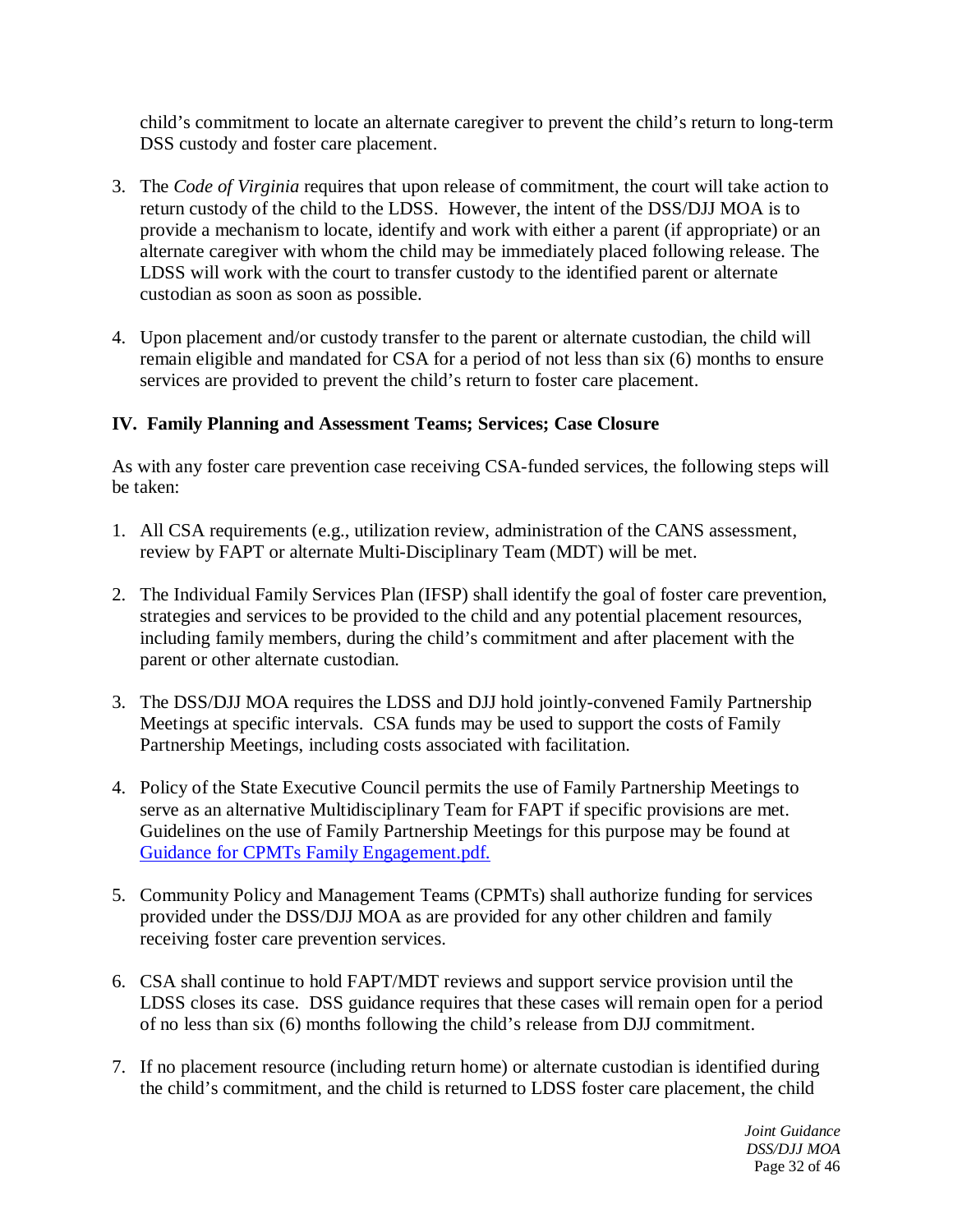child's commitment to locate an alternate caregiver to prevent the child's return to long-term DSS custody and foster care placement.

3. The *Code of Virginia* requires that upon release of commitment, the court will take action to return custody of the child to the LDSS. However, the intent of the DSS/DJJ MOA is to provide a mechanism to locate, identify and work with either a parent (if appropriate) or an alternate caregiver with whom the child may be immediately placed following release. The LDSS will work with the court to transfer custody to the identified parent or alternate custodian as soon as soon as possible.

4. Upon placement and/or custody transfer to the parent or alternate custodian, the child will remain eligible and mandated for CSA for a period of not less than six (6) months to ensure services are provided to prevent the child's return to foster care placement.

## IV. Family Planning and Assessment Teams; Services; Case Closure

As with any foster care prevention case receiving CSA-funded services, the following steps will be taken:

1. All CSA requirements (e.g., utilization review, administration of the CANS assessment, review by FAPT or alternate Multi-Disciplinary Team (MDT) will be met.

2. The Individual Family Services Plan (IFSP) shall identify the goal of foster care prevention, strategies and services to be provided to the child and any potential placement resources, including family members, during the child's commitment and after placement with the parent or other alternate custodian.

3. The DSS/DJJ MOA requires the LDSS and DJJ hold jointly-convened Family Partnership Meetings at specific intervals. CSA funds may be used to support the costs of Family Partnership Meetings, including costs associated with facilitation.

4. Policy of the State Executive Council permits the use of Family Partnership Meetings to serve as an alternative Multidisciplinary Team for FAPT if specific provisions are met. Guidelines on the use of Family Partnership Meetings for this purpose may be found at [Guidance for CPMTs Family Engagement.pdf.]

5. Community Policy and Management Teams (CPMTs) shall authorize funding for services provided under the DSS/DJJ MOA as are provided for any other children and family receiving foster care prevention services.

6. CSA shall continue to hold FAPT/MDT reviews and support service provision until the LDSS closes its case. DSS guidance requires that these cases will remain open for a period of no less than six (6) months following the child's release from DJJ commitment.

7. If no placement resource (including return home) or alternate custodian is identified during the child's commitment, and the child is returned to LDSS foster care placement, the child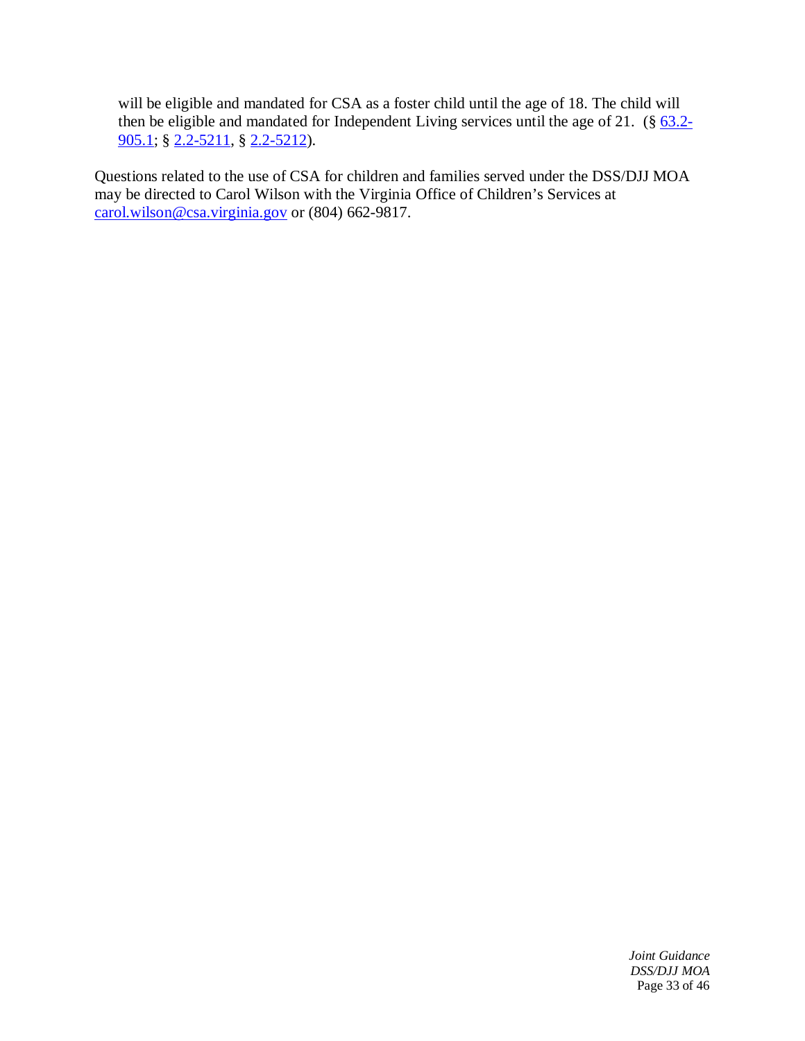will be eligible and mandated for CSA as a foster child until the age of 18. The child will then be eligible and mandated for Independent Living services until the age of 21. (§ 63.2-905.1; § 2.2-5211, § 2.2-5212).

Questions related to the use of CSA for children and families served under the DSS/DJJ MOA may be directed to Carol Wilson with the Virginia Office of Children's Services at carol.wilson@csa.virginia.gov or (804) 662-9817.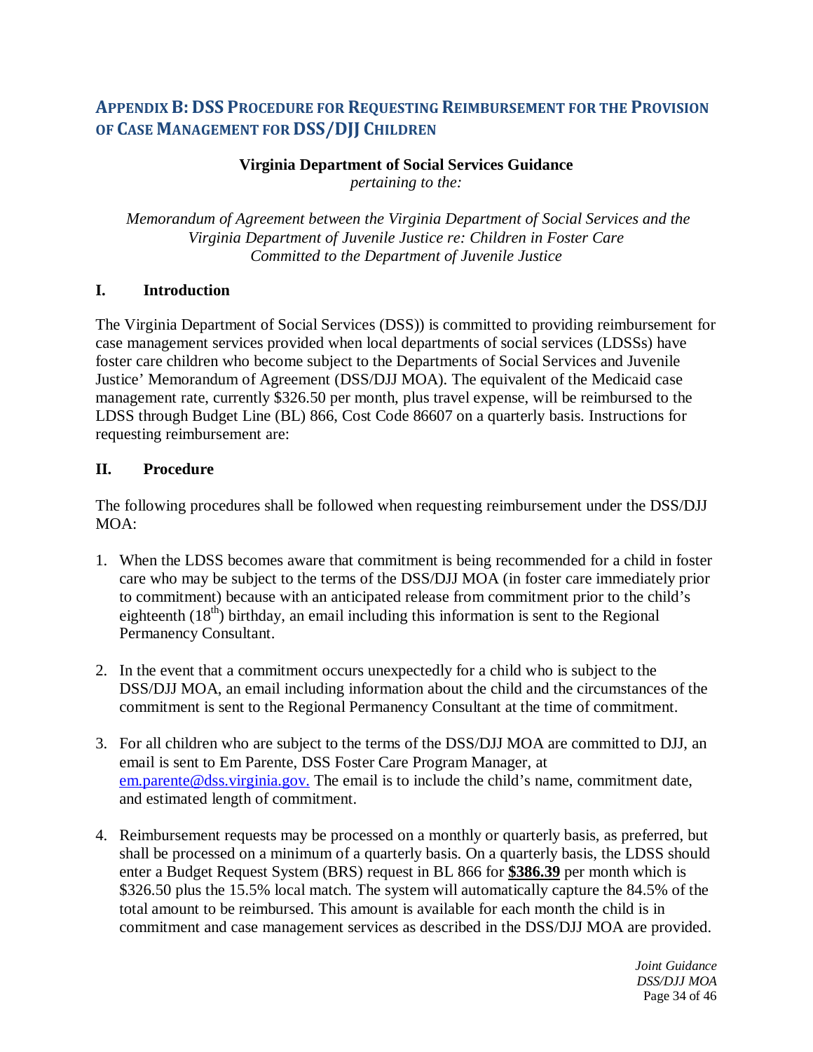## APPENDIX B: DSS PROCEDURE FOR REQUESTING REIMBURSEMENT FOR THE PROVISION OF CASE MANAGEMENT FOR DSS/DJJ CHILDREN

**Virginia Department of Social Services Guidance**
*pertaining to the:*

*Memorandum of Agreement between the Virginia Department of Social Services and the Virginia Department of Juvenile Justice re: Children in Foster Care Committed to the Department of Juvenile Justice*

### I. Introduction

The Virginia Department of Social Services (DSS)) is committed to providing reimbursement for case management services provided when local departments of social services (LDSSs) have foster care children who become subject to the Departments of Social Services and Juvenile Justice' Memorandum of Agreement (DSS/DJJ MOA). The equivalent of the Medicaid case management rate, currently $326.50 per month, plus travel expense, will be reimbursed to the LDSS through Budget Line (BL) 866, Cost Code 86607 on a quarterly basis. Instructions for requesting reimbursement are:

### II. Procedure

The following procedures shall be followed when requesting reimbursement under the DSS/DJJ MOA:

1. When the LDSS becomes aware that commitment is being recommended for a child in foster care who may be subject to the terms of the DSS/DJJ MOA (in foster care immediately prior to commitment) because with an anticipated release from commitment prior to the child's eighteenth ($18^{th}$) birthday, an email including this information is sent to the Regional Permanency Consultant.

2. In the event that a commitment occurs unexpectedly for a child who is subject to the DSS/DJJ MOA, an email including information about the child and the circumstances of the commitment is sent to the Regional Permanency Consultant at the time of commitment.

3. For all children who are subject to the terms of the DSS/DJJ MOA are committed to DJJ, an email is sent to Em Parente, DSS Foster Care Program Manager, at em.parente@dss.virginia.gov. The email is to include the child's name, commitment date, and estimated length of commitment.

4. Reimbursement requests may be processed on a monthly or quarterly basis, as preferred, but shall be processed on a minimum of a quarterly basis. On a quarterly basis, the LDSS should enter a Budget Request System (BRS) request in BL 866 for **$386.39** per month which is $326.50 plus the 15.5% local match. The system will automatically capture the 84.5% of the total amount to be reimbursed. This amount is available for each month the child is in commitment and case management services as described in the DSS/DJJ MOA are provided.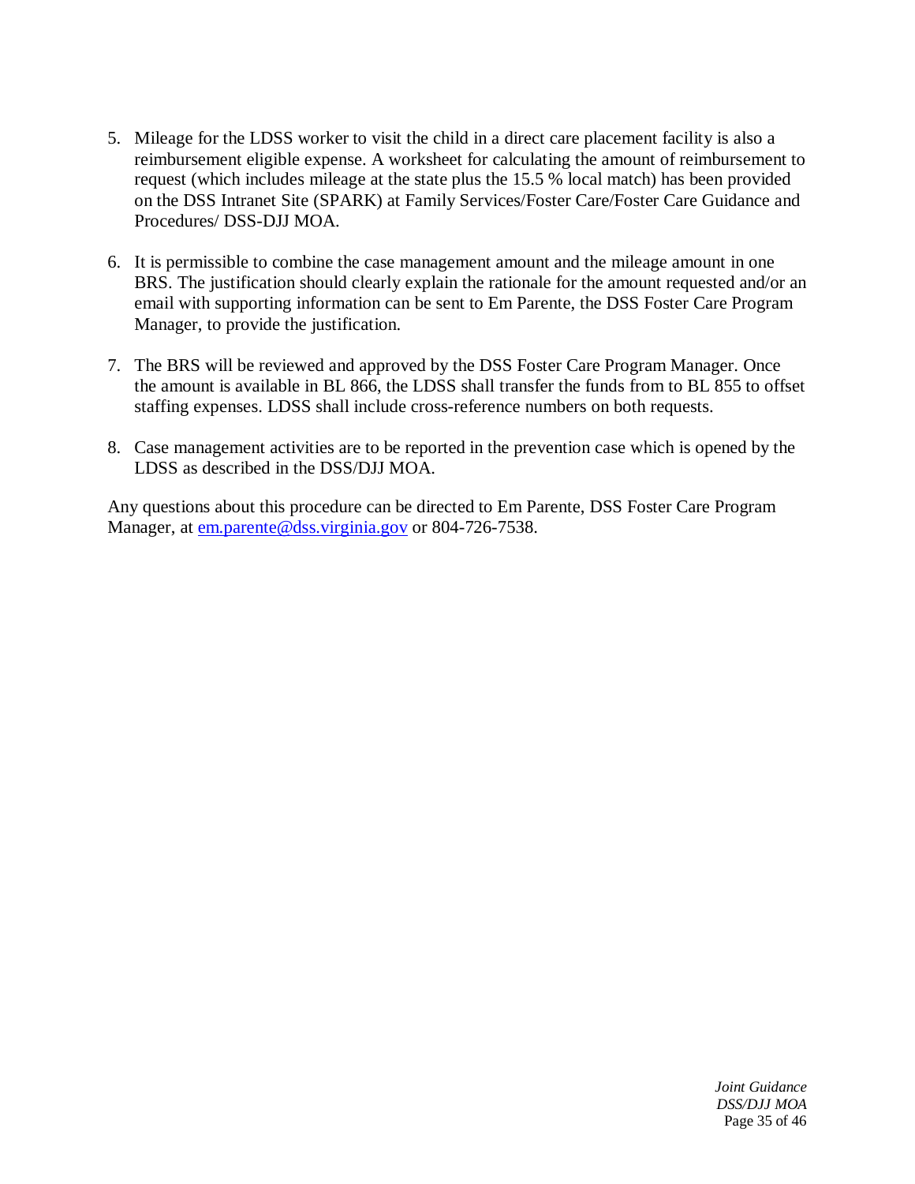5. Mileage for the LDSS worker to visit the child in a direct care placement facility is also a reimbursement eligible expense. A worksheet for calculating the amount of reimbursement to request (which includes mileage at the state plus the 15.5 % local match) has been provided on the DSS Intranet Site (SPARK) at Family Services/Foster Care/Foster Care Guidance and Procedures/ DSS-DJJ MOA.

6. It is permissible to combine the case management amount and the mileage amount in one BRS. The justification should clearly explain the rationale for the amount requested and/or an email with supporting information can be sent to Em Parente, the DSS Foster Care Program Manager, to provide the justification.

7. The BRS will be reviewed and approved by the DSS Foster Care Program Manager. Once the amount is available in BL 866, the LDSS shall transfer the funds from to BL 855 to offset staffing expenses. LDSS shall include cross-reference numbers on both requests.

8. Case management activities are to be reported in the prevention case which is opened by the LDSS as described in the DSS/DJJ MOA.

Any questions about this procedure can be directed to Em Parente, DSS Foster Care Program Manager, at em.parente@dss.virginia.gov or 804-726-7538.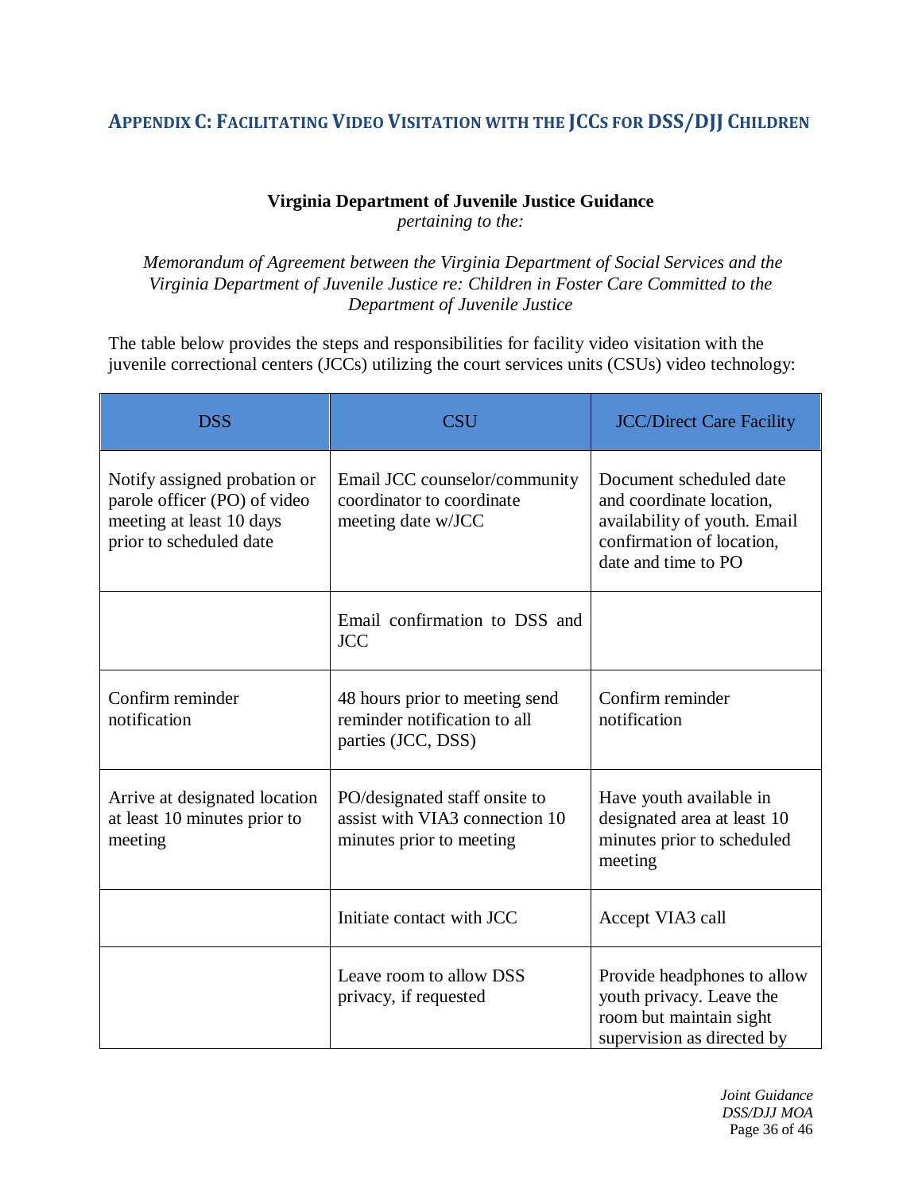## APPENDIX C: FACILITATING VIDEO VISITATION WITH THE JCCS FOR DSS/DJJ CHILDREN

**Virginia Department of Juvenile Justice Guidance**
*pertaining to the:*

*Memorandum of Agreement between the Virginia Department of Social Services and the Virginia Department of Juvenile Justice re: Children in Foster Care Committed to the Department of Juvenile Justice*

The table below provides the steps and responsibilities for facility video visitation with the juvenile correctional centers (JCCs) utilizing the court services units (CSUs) video technology:

| DSS | CSU | JCC/Direct Care Facility |
|---|---|---|
| Notify assigned probation or parole officer (PO) of video meeting at least 10 days prior to scheduled date | Email JCC counselor/community coordinator to coordinate meeting date w/JCC | Document scheduled date and coordinate location, availability of youth. Email confirmation of location, date and time to PO |
| | Email confirmation to DSS and JCC | |
| Confirm reminder notification | 48 hours prior to meeting send reminder notification to all parties (JCC, DSS) | Confirm reminder notification |
| Arrive at designated location at least 10 minutes prior to meeting | PO/designated staff onsite to assist with VIA3 connection 10 minutes prior to meeting | Have youth available in designated area at least 10 minutes prior to scheduled meeting |
| | Initiate contact with JCC | Accept VIA3 call |
| | Leave room to allow DSS privacy, if requested | Provide headphones to allow youth privacy. Leave the room but maintain sight supervision as directed by |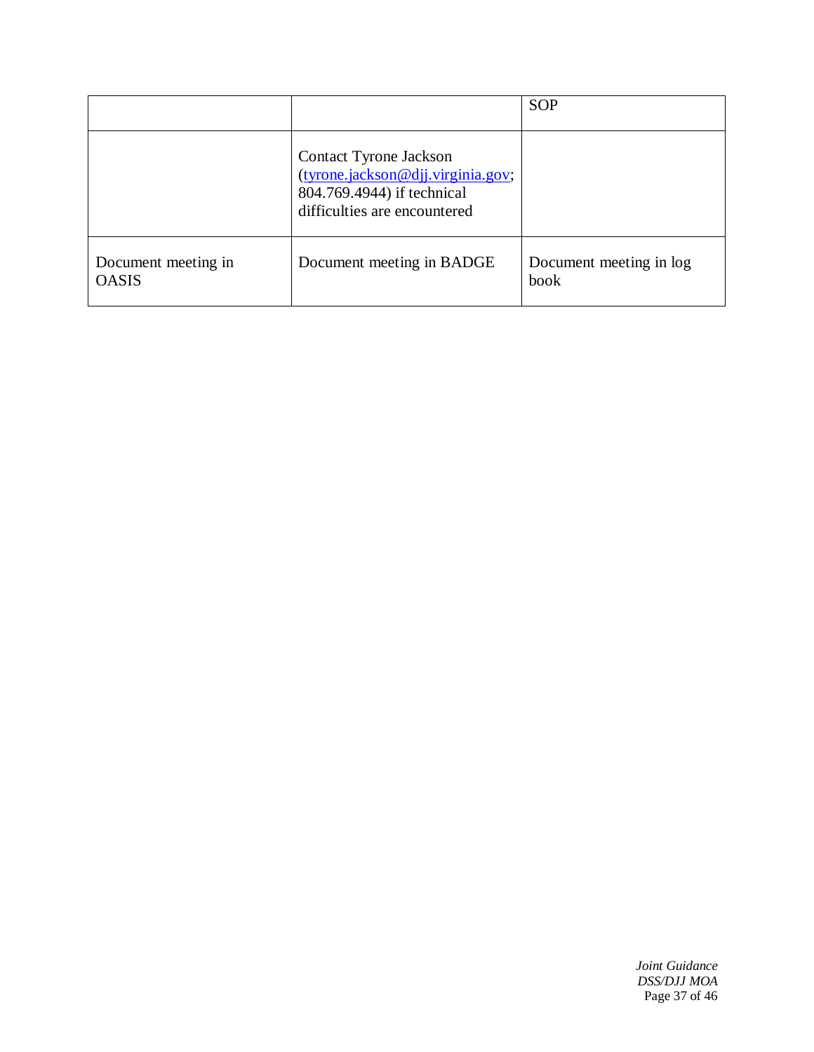| | | SOP |
|---|---|---|
| | Contact Tyrone Jackson (tyrone.jackson@djj.virginia.gov; 804.769.4944) if technical difficulties are encountered | |
| Document meeting in OASIS | Document meeting in BADGE | Document meeting in log book |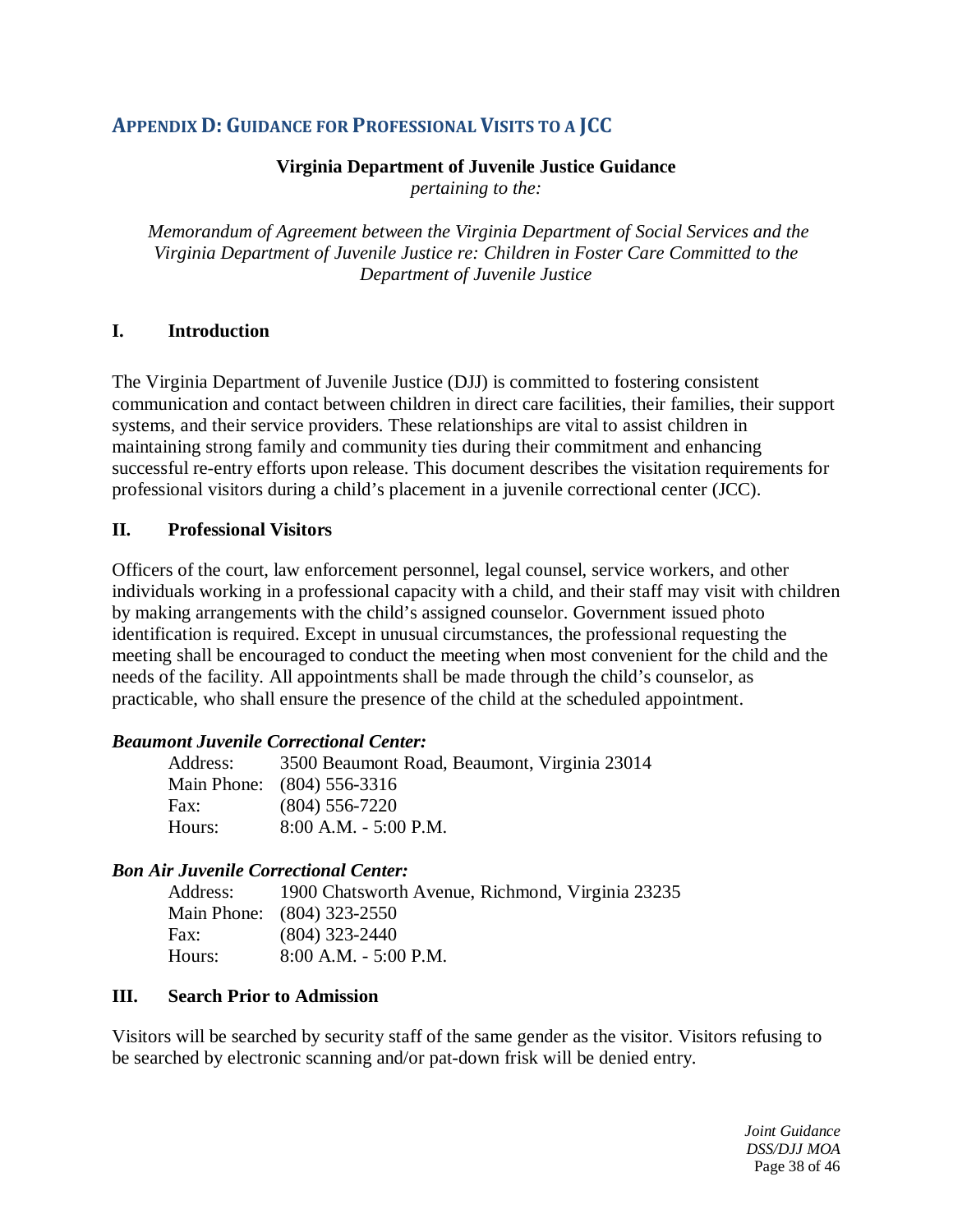## APPENDIX D: GUIDANCE FOR PROFESSIONAL VISITS TO A JCC

**Virginia Department of Juvenile Justice Guidance**
*pertaining to the:*

*Memorandum of Agreement between the Virginia Department of Social Services and the Virginia Department of Juvenile Justice re: Children in Foster Care Committed to the Department of Juvenile Justice*

### I. Introduction

The Virginia Department of Juvenile Justice (DJJ) is committed to fostering consistent communication and contact between children in direct care facilities, their families, their support systems, and their service providers. These relationships are vital to assist children in maintaining strong family and community ties during their commitment and enhancing successful re-entry efforts upon release. This document describes the visitation requirements for professional visitors during a child's placement in a juvenile correctional center (JCC).

### II. Professional Visitors

Officers of the court, law enforcement personnel, legal counsel, service workers, and other individuals working in a professional capacity with a child, and their staff may visit with children by making arrangements with the child's assigned counselor. Government issued photo identification is required. Except in unusual circumstances, the professional requesting the meeting shall be encouraged to conduct the meeting when most convenient for the child and the needs of the facility. All appointments shall be made through the child's counselor, as practicable, who shall ensure the presence of the child at the scheduled appointment.

***Beaumont Juvenile Correctional Center:***

Address: 3500 Beaumont Road, Beaumont, Virginia 23014
Main Phone: (804) 556-3316
Fax: (804) 556-7220
Hours: 8:00 A.M. - 5:00 P.M.

***Bon Air Juvenile Correctional Center:***

Address: 1900 Chatsworth Avenue, Richmond, Virginia 23235
Main Phone: (804) 323-2550
Fax: (804) 323-2440
Hours: 8:00 A.M. - 5:00 P.M.

### III. Search Prior to Admission

Visitors will be searched by security staff of the same gender as the visitor. Visitors refusing to be searched by electronic scanning and/or pat-down frisk will be denied entry.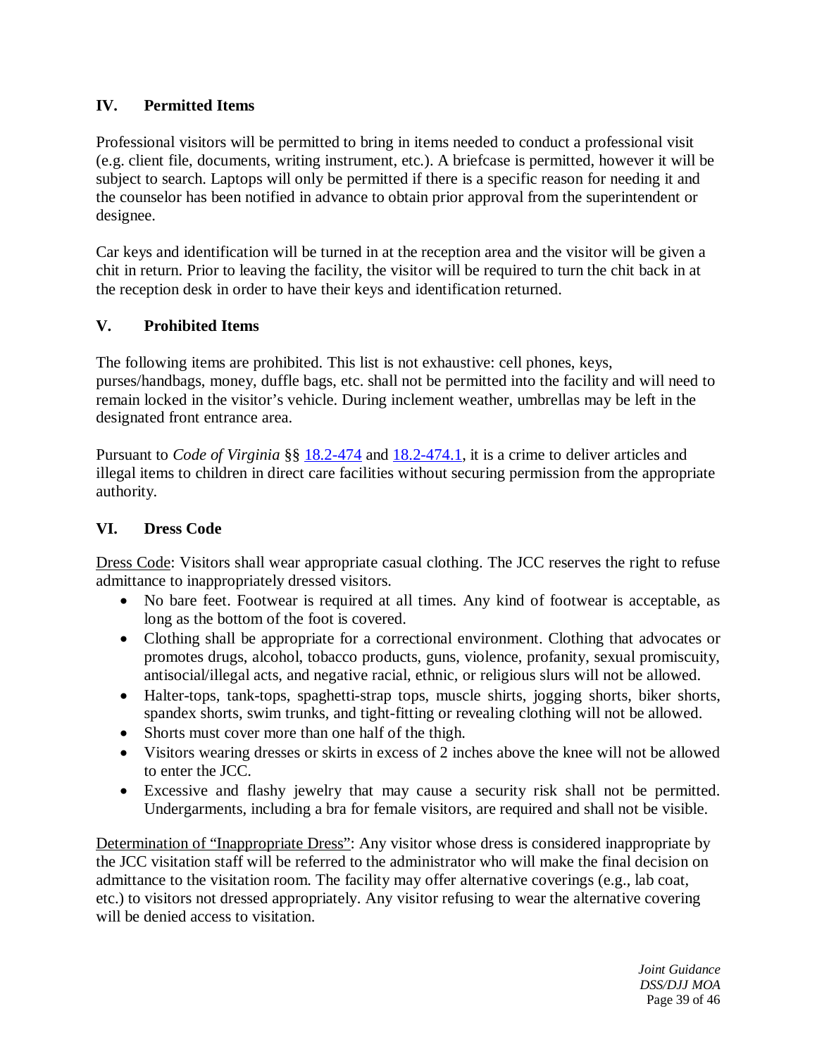## IV. Permitted Items

Professional visitors will be permitted to bring in items needed to conduct a professional visit (e.g. client file, documents, writing instrument, etc.). A briefcase is permitted, however it will be subject to search. Laptops will only be permitted if there is a specific reason for needing it and the counselor has been notified in advance to obtain prior approval from the superintendent or designee.

Car keys and identification will be turned in at the reception area and the visitor will be given a chit in return. Prior to leaving the facility, the visitor will be required to turn the chit back in at the reception desk in order to have their keys and identification returned.

## V. Prohibited Items

The following items are prohibited. This list is not exhaustive: cell phones, keys, purses/handbags, money, duffle bags, etc. shall not be permitted into the facility and will need to remain locked in the visitor's vehicle. During inclement weather, umbrellas may be left in the designated front entrance area.

Pursuant to *Code of Virginia* §§ 18.2-474 and 18.2-474.1, it is a crime to deliver articles and illegal items to children in direct care facilities without securing permission from the appropriate authority.

## VI. Dress Code

Dress Code: Visitors shall wear appropriate casual clothing. The JCC reserves the right to refuse admittance to inappropriately dressed visitors.

- No bare feet. Footwear is required at all times. Any kind of footwear is acceptable, as long as the bottom of the foot is covered.
- Clothing shall be appropriate for a correctional environment. Clothing that advocates or promotes drugs, alcohol, tobacco products, guns, violence, profanity, sexual promiscuity, antisocial/illegal acts, and negative racial, ethnic, or religious slurs will not be allowed.
- Halter-tops, tank-tops, spaghetti-strap tops, muscle shirts, jogging shorts, biker shorts, spandex shorts, swim trunks, and tight-fitting or revealing clothing will not be allowed.
- Shorts must cover more than one half of the thigh.
- Visitors wearing dresses or skirts in excess of 2 inches above the knee will not be allowed to enter the JCC.
- Excessive and flashy jewelry that may cause a security risk shall not be permitted. Undergarments, including a bra for female visitors, are required and shall not be visible.

Determination of "Inappropriate Dress": Any visitor whose dress is considered inappropriate by the JCC visitation staff will be referred to the administrator who will make the final decision on admittance to the visitation room. The facility may offer alternative coverings (e.g., lab coat, etc.) to visitors not dressed appropriately. Any visitor refusing to wear the alternative covering will be denied access to visitation.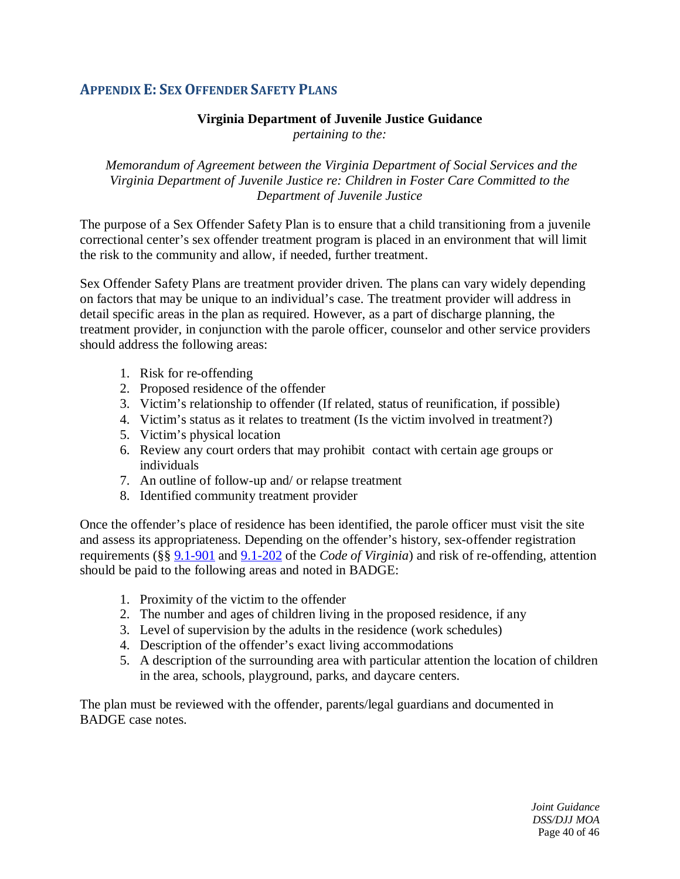## Appendix E: Sex Offender Safety Plans

**Virginia Department of Juvenile Justice Guidance**
*pertaining to the:*

*Memorandum of Agreement between the Virginia Department of Social Services and the Virginia Department of Juvenile Justice re: Children in Foster Care Committed to the Department of Juvenile Justice*

The purpose of a Sex Offender Safety Plan is to ensure that a child transitioning from a juvenile correctional center's sex offender treatment program is placed in an environment that will limit the risk to the community and allow, if needed, further treatment.

Sex Offender Safety Plans are treatment provider driven. The plans can vary widely depending on factors that may be unique to an individual's case. The treatment provider will address in detail specific areas in the plan as required. However, as a part of discharge planning, the treatment provider, in conjunction with the parole officer, counselor and other service providers should address the following areas:

1. Risk for re-offending
2. Proposed residence of the offender
3. Victim's relationship to offender (If related, status of reunification, if possible)
4. Victim's status as it relates to treatment (Is the victim involved in treatment?)
5. Victim's physical location
6. Review any court orders that may prohibit contact with certain age groups or individuals
7. An outline of follow-up and/ or relapse treatment
8. Identified community treatment provider

Once the offender's place of residence has been identified, the parole officer must visit the site and assess its appropriateness. Depending on the offender's history, sex-offender registration requirements (§§ 9.1-901 and 9.1-202 of the *Code of Virginia*) and risk of re-offending, attention should be paid to the following areas and noted in BADGE:

1. Proximity of the victim to the offender
2. The number and ages of children living in the proposed residence, if any
3. Level of supervision by the adults in the residence (work schedules)
4. Description of the offender's exact living accommodations
5. A description of the surrounding area with particular attention the location of children in the area, schools, playground, parks, and daycare centers.

The plan must be reviewed with the offender, parents/legal guardians and documented in BADGE case notes.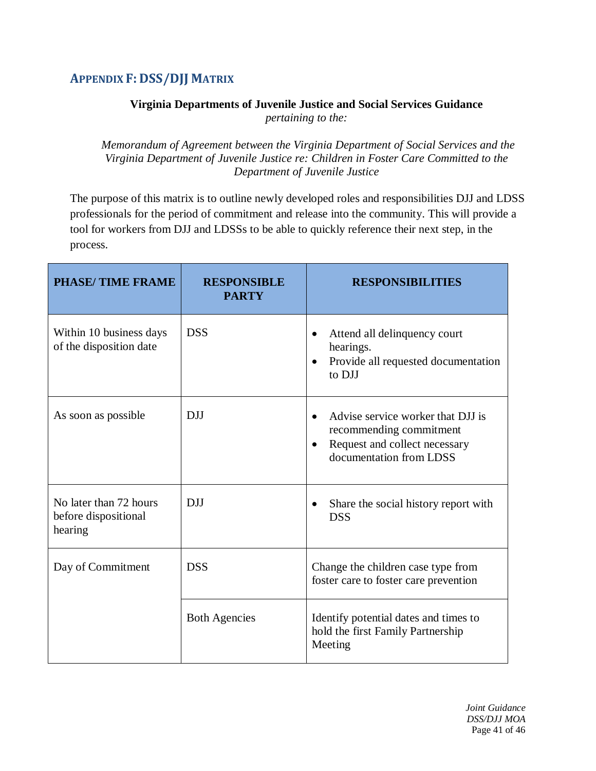## Appendix F: DSS/DJJ Matrix

**Virginia Departments of Juvenile Justice and Social Services Guidance**
*pertaining to the:*

*Memorandum of Agreement between the Virginia Department of Social Services and the Virginia Department of Juvenile Justice re: Children in Foster Care Committed to the Department of Juvenile Justice*

The purpose of this matrix is to outline newly developed roles and responsibilities DJJ and LDSS professionals for the period of commitment and release into the community. This will provide a tool for workers from DJJ and LDSSs to be able to quickly reference their next step, in the process.

| PHASE/ TIME FRAME | RESPONSIBLE PARTY | RESPONSIBILITIES |
|---|---|---|
| Within 10 business days of the disposition date | DSS | • Attend all delinquency court hearings.<br>• Provide all requested documentation to DJJ |
| As soon as possible | DJJ | • Advise service worker that DJJ is recommending commitment<br>• Request and collect necessary documentation from LDSS |
| No later than 72 hours before dispositional hearing | DJJ | • Share the social history report with DSS |
| Day of Commitment | DSS | Change the children case type from foster care to foster care prevention |
| | Both Agencies | Identify potential dates and times to hold the first Family Partnership Meeting |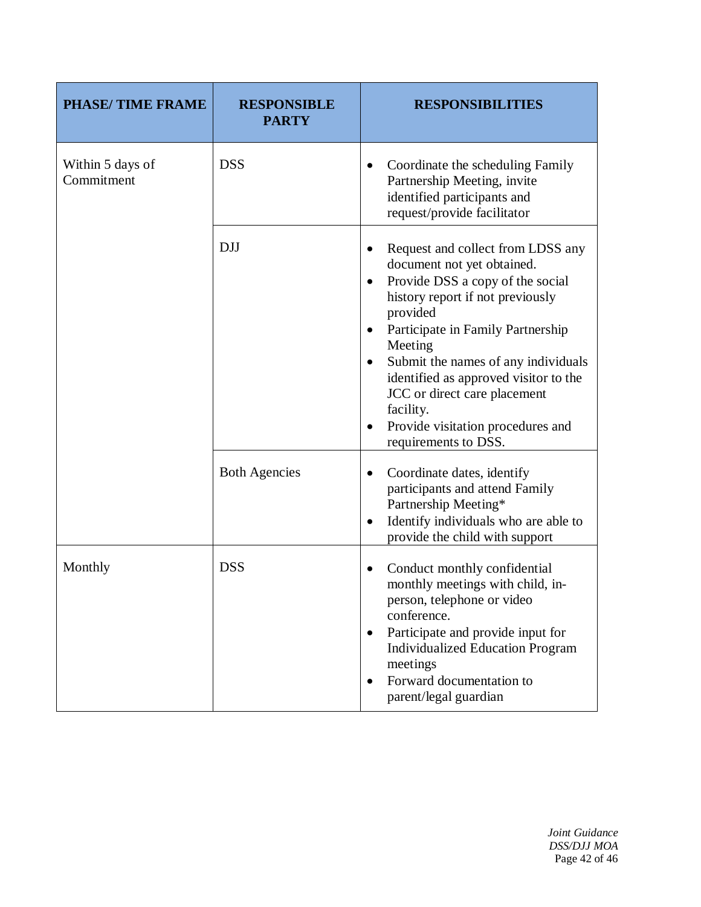| PHASE/ TIME FRAME | RESPONSIBLE PARTY | RESPONSIBILITIES |
|---|---|---|
| Within 5 days of Commitment | DSS | • Coordinate the scheduling Family Partnership Meeting, invite identified participants and request/provide facilitator |
| | DJJ | • Request and collect from LDSS any document not yet obtained.<br>• Provide DSS a copy of the social history report if not previously provided<br>• Participate in Family Partnership Meeting<br>• Submit the names of any individuals identified as approved visitor to the JCC or direct care placement facility.<br>• Provide visitation procedures and requirements to DSS. |
| | Both Agencies | • Coordinate dates, identify participants and attend Family Partnership Meeting*<br>• Identify individuals who are able to provide the child with support |
| Monthly | DSS | • Conduct monthly confidential monthly meetings with child, in-person, telephone or video conference.<br>• Participate and provide input for Individualized Education Program meetings<br>• Forward documentation to parent/legal guardian |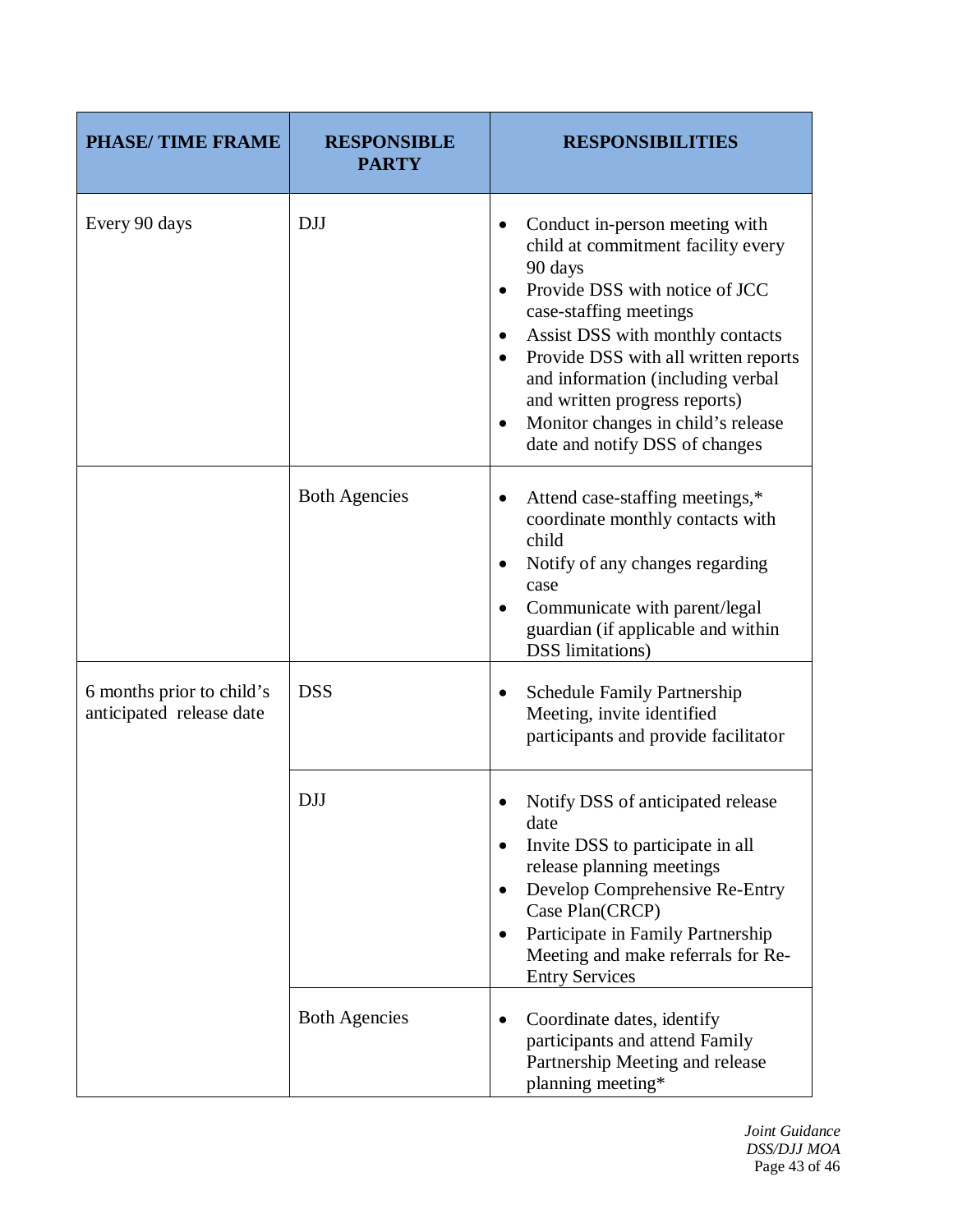| PHASE/ TIME FRAME | RESPONSIBLE PARTY | RESPONSIBILITIES |
|---|---|---|
| Every 90 days | DJJ | • Conduct in-person meeting with child at commitment facility every 90 days<br>• Provide DSS with notice of JCC case-staffing meetings<br>• Assist DSS with monthly contacts<br>• Provide DSS with all written reports and information (including verbal and written progress reports)<br>• Monitor changes in child's release date and notify DSS of changes |
| | Both Agencies | • Attend case-staffing meetings,* coordinate monthly contacts with child<br>• Notify of any changes regarding case<br>• Communicate with parent/legal guardian (if applicable and within DSS limitations) |
| 6 months prior to child's anticipated release date | DSS | • Schedule Family Partnership Meeting, invite identified participants and provide facilitator |
| | DJJ | • Notify DSS of anticipated release date<br>• Invite DSS to participate in all release planning meetings<br>• Develop Comprehensive Re-Entry Case Plan(CRCP)<br>• Participate in Family Partnership Meeting and make referrals for Re-Entry Services |
| | Both Agencies | • Coordinate dates, identify participants and attend Family Partnership Meeting and release planning meeting* |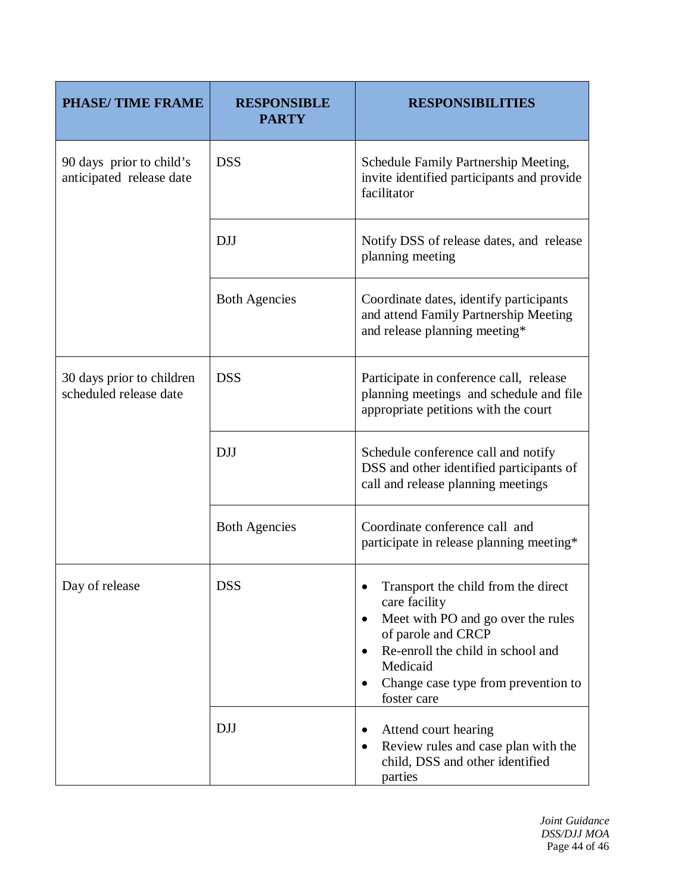| PHASE/ TIME FRAME | RESPONSIBLE PARTY | RESPONSIBILITIES |
|---|---|---|
| 90 days prior to child's anticipated release date | DSS | Schedule Family Partnership Meeting, invite identified participants and provide facilitator |
| | DJJ | Notify DSS of release dates, and release planning meeting |
| | Both Agencies | Coordinate dates, identify participants and attend Family Partnership Meeting and release planning meeting* |
| 30 days prior to children scheduled release date | DSS | Participate in conference call, release planning meetings and schedule and file appropriate petitions with the court |
| | DJJ | Schedule conference call and notify DSS and other identified participants of call and release planning meetings |
| | Both Agencies | Coordinate conference call and participate in release planning meeting* |
| Day of release | DSS | • Transport the child from the direct care facility<br>• Meet with PO and go over the rules of parole and CRCP<br>• Re-enroll the child in school and Medicaid<br>• Change case type from prevention to foster care |
| | DJJ | • Attend court hearing<br>• Review rules and case plan with the child, DSS and other identified parties |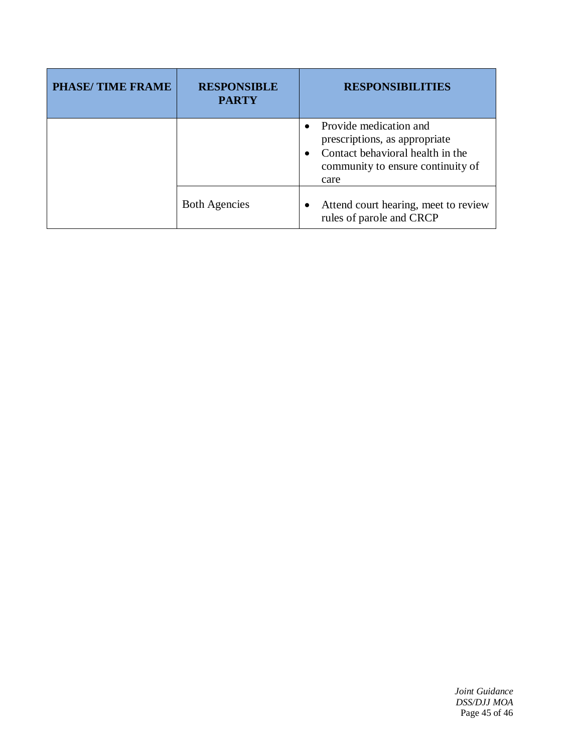| PHASE/ TIME FRAME | RESPONSIBLE PARTY | RESPONSIBILITIES |
|---|---|---|
| | | • Provide medication and prescriptions, as appropriate<br>• Contact behavioral health in the community to ensure continuity of care |
| | Both Agencies | • Attend court hearing, meet to review rules of parole and CRCP |